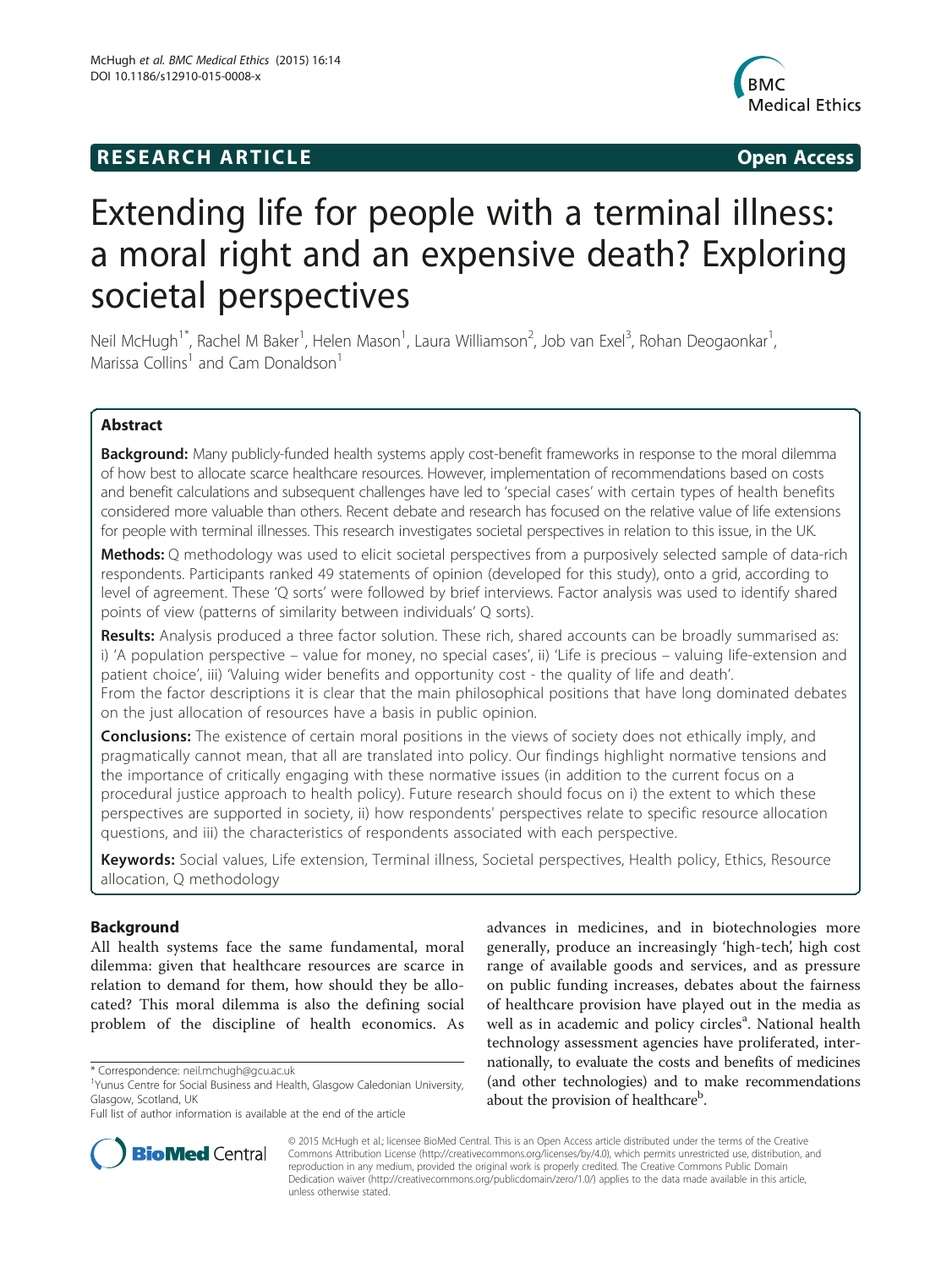RESEARCH ARTICLE Open Access

# Extending life for people with a terminal illness: a moral right and an expensive death? Exploring societal perspectives

Neil McHugh[1*], Rachel M Baker[1], Helen Mason[1], Laura Williamson[2], Job van Exel[3], Rohan Deogaonkar[1], Marissa Collins[1] and Cam Donaldson[1]

## Abstract

**Background:** Many publicly-funded health systems apply cost-benefit frameworks in response to the moral dilemma of how best to allocate scarce healthcare resources. However, implementation of recommendations based on costs and benefit calculations and subsequent challenges have led to 'special cases' with certain types of health benefits considered more valuable than others. Recent debate and research has focused on the relative value of life extensions for people with terminal illnesses. This research investigates societal perspectives in relation to this issue, in the UK.

**Methods:** Q methodology was used to elicit societal perspectives from a purposively selected sample of data-rich respondents. Participants ranked 49 statements of opinion (developed for this study), onto a grid, according to level of agreement. These 'Q sorts' were followed by brief interviews. Factor analysis was used to identify shared points of view (patterns of similarity between individuals' Q sorts).

**Results:** Analysis produced a three factor solution. These rich, shared accounts can be broadly summarised as: i) 'A population perspective – value for money, no special cases', ii) 'Life is precious – valuing life-extension and patient choice', iii) 'Valuing wider benefits and opportunity cost - the quality of life and death'. From the factor descriptions it is clear that the main philosophical positions that have long dominated debates on the just allocation of resources have a basis in public opinion.

**Conclusions:** The existence of certain moral positions in the views of society does not ethically imply, and pragmatically cannot mean, that all are translated into policy. Our findings highlight normative tensions and the importance of critically engaging with these normative issues (in addition to the current focus on a procedural justice approach to health policy). Future research should focus on i) the extent to which these perspectives are supported in society, ii) how respondents' perspectives relate to specific resource allocation questions, and iii) the characteristics of respondents associated with each perspective.

**Keywords:** Social values, Life extension, Terminal illness, Societal perspectives, Health policy, Ethics, Resource allocation, Q methodology

## Background

All health systems face the same fundamental, moral dilemma: given that healthcare resources are scarce in relation to demand for them, how should they be allocated? This moral dilemma is also the defining social problem of the discipline of health economics. As advances in medicines, and in biotechnologies more generally, produce an increasingly 'high-tech', high cost range of available goods and services, and as pressure on public funding increases, debates about the fairness of healthcare provision have played out in the media as well as in academic and policy circles[a]. National health technology assessment agencies have proliferated, internationally, to evaluate the costs and benefits of medicines (and other technologies) and to make recommendations about the provision of healthcare[b].

* Correspondence: neil.mchugh@gcu.ac.uk
[1]Yunus Centre for Social Business and Health, Glasgow Caledonian University, Glasgow, Scotland, UK
Full list of author information is available at the end of the article

© 2015 McHugh et al.; licensee BioMed Central. This is an Open Access article distributed under the terms of the Creative Commons Attribution License (http://creativecommons.org/licenses/by/4.0), which permits unrestricted use, distribution, and reproduction in any medium, provided the original work is properly credited. The Creative Commons Public Domain Dedication waiver (http://creativecommons.org/publicdomain/zero/1.0/) applies to the data made available in this article, unless otherwise stated.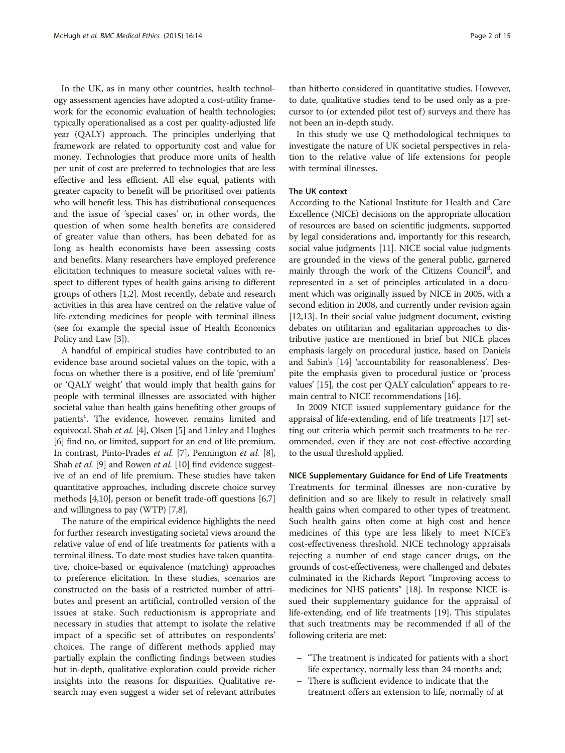In the UK, as in many other countries, health technology assessment agencies have adopted a cost-utility framework for the economic evaluation of health technologies; typically operationalised as a cost per quality-adjusted life year (QALY) approach. The principles underlying that framework are related to opportunity cost and value for money. Technologies that produce more units of health per unit of cost are preferred to technologies that are less effective and less efficient. All else equal, patients with greater capacity to benefit will be prioritised over patients who will benefit less. This has distributional consequences and the issue of 'special cases' or, in other words, the question of when some health benefits are considered of greater value than others, has been debated for as long as health economists have been assessing costs and benefits. Many researchers have employed preference elicitation techniques to measure societal values with respect to different types of health gains arising to different groups of others [1,2]. Most recently, debate and research activities in this area have centred on the relative value of life-extending medicines for people with terminal illness (see for example the special issue of Health Economics Policy and Law [3]).

A handful of empirical studies have contributed to an evidence base around societal values on the topic, with a focus on whether there is a positive, end of life 'premium' or 'QALY weight' that would imply that health gains for people with terminal illnesses are associated with higher societal value than health gains benefiting other groups of patients[c]. The evidence, however, remains limited and equivocal. Shah *et al.* [4], Olsen [5] and Linley and Hughes [6] find no, or limited, support for an end of life premium. In contrast, Pinto-Prades *et al.* [7], Pennington *et al.* [8], Shah *et al.* [9] and Rowen *et al.* [10] find evidence suggestive of an end of life premium. These studies have taken quantitative approaches, including discrete choice survey methods [4,10], person or benefit trade-off questions [6,7] and willingness to pay (WTP) [7,8].

The nature of the empirical evidence highlights the need for further research investigating societal views around the relative value of end of life treatments for patients with a terminal illness. To date most studies have taken quantitative, choice-based or equivalence (matching) approaches to preference elicitation. In these studies, scenarios are constructed on the basis of a restricted number of attributes and present an artificial, controlled version of the issues at stake. Such reductionism is appropriate and necessary in studies that attempt to isolate the relative impact of a specific set of attributes on respondents' choices. The range of different methods applied may partially explain the conflicting findings between studies but in-depth, qualitative exploration could provide richer insights into the reasons for disparities. Qualitative research may even suggest a wider set of relevant attributes than hitherto considered in quantitative studies. However, to date, qualitative studies tend to be used only as a precursor to (or extended pilot test of) surveys and there has not been an in-depth study.

In this study we use Q methodological techniques to investigate the nature of UK societal perspectives in relation to the relative value of life extensions for people with terminal illnesses.

### The UK context

According to the National Institute for Health and Care Excellence (NICE) decisions on the appropriate allocation of resources are based on scientific judgments, supported by legal considerations and, importantly for this research, social value judgments [11]. NICE social value judgments are grounded in the views of the general public, garnered mainly through the work of the Citizens Council[d], and represented in a set of principles articulated in a document which was originally issued by NICE in 2005, with a second edition in 2008, and currently under revision again [12,13]. In their social value judgment document, existing debates on utilitarian and egalitarian approaches to distributive justice are mentioned in brief but NICE places emphasis largely on procedural justice, based on Daniels and Sabin's [14] 'accountability for reasonableness'. Despite the emphasis given to procedural justice or 'process values' [15], the cost per QALY calculation[e] appears to remain central to NICE recommendations [16].

In 2009 NICE issued supplementary guidance for the appraisal of life-extending, end of life treatments [17] setting out criteria which permit such treatments to be recommended, even if they are not cost-effective according to the usual threshold applied.

#### NICE Supplementary Guidance for End of Life Treatments

Treatments for terminal illnesses are non-curative by definition and so are likely to result in relatively small health gains when compared to other types of treatment. Such health gains often come at high cost and hence medicines of this type are less likely to meet NICE's cost-effectiveness threshold. NICE technology appraisals rejecting a number of end stage cancer drugs, on the grounds of cost-effectiveness, were challenged and debates culminated in the Richards Report "Improving access to medicines for NHS patients" [18]. In response NICE issued their supplementary guidance for the appraisal of life-extending, end of life treatments [19]. This stipulates that such treatments may be recommended if all of the following criteria are met:

- "The treatment is indicated for patients with a short life expectancy, normally less than 24 months and;
- There is sufficient evidence to indicate that the treatment offers an extension to life, normally of at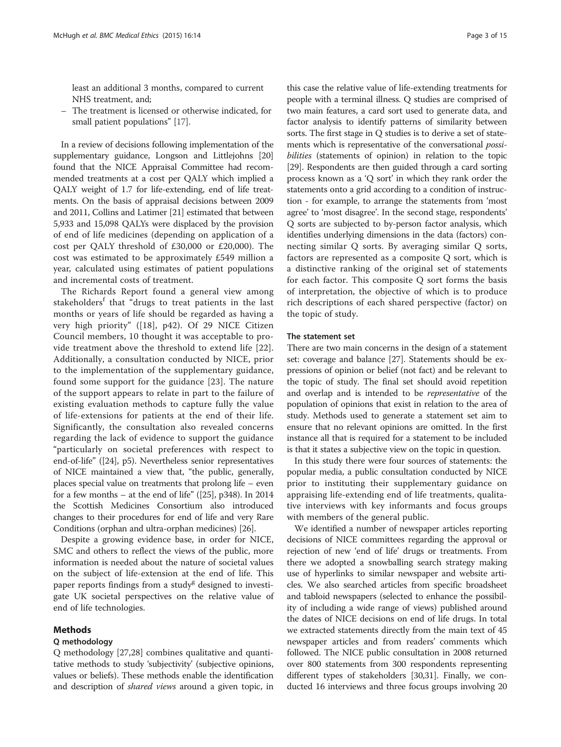least an additional 3 months, compared to current NHS treatment, and;

– The treatment is licensed or otherwise indicated, for small patient populations" [17].

In a review of decisions following implementation of the supplementary guidance, Longson and Littlejohns [20] found that the NICE Appraisal Committee had recommended treatments at a cost per QALY which implied a QALY weight of 1.7 for life-extending, end of life treatments. On the basis of appraisal decisions between 2009 and 2011, Collins and Latimer [21] estimated that between 5,933 and 15,098 QALYs were displaced by the provision of end of life medicines (depending on application of a cost per QALY threshold of £30,000 or £20,000). The cost was estimated to be approximately £549 million a year, calculated using estimates of patient populations and incremental costs of treatment.

The Richards Report found a general view among stakeholders[f] that "drugs to treat patients in the last months or years of life should be regarded as having a very high priority" ([18], p42). Of 29 NICE Citizen Council members, 10 thought it was acceptable to provide treatment above the threshold to extend life [22]. Additionally, a consultation conducted by NICE, prior to the implementation of the supplementary guidance, found some support for the guidance [23]. The nature of the support appears to relate in part to the failure of existing evaluation methods to capture fully the value of life-extensions for patients at the end of their life. Significantly, the consultation also revealed concerns regarding the lack of evidence to support the guidance "particularly on societal preferences with respect to end-of-life" ([24], p5). Nevertheless senior representatives of NICE maintained a view that, "the public, generally, places special value on treatments that prolong life – even for a few months – at the end of life" ([25], p348). In 2014 the Scottish Medicines Consortium also introduced changes to their procedures for end of life and very Rare Conditions (orphan and ultra-orphan medicines) [26].

Despite a growing evidence base, in order for NICE, SMC and others to reflect the views of the public, more information is needed about the nature of societal values on the subject of life-extension at the end of life. This paper reports findings from a study[g] designed to investigate UK societal perspectives on the relative value of end of life technologies.

## Methods

### Q methodology

Q methodology [27,28] combines qualitative and quantitative methods to study 'subjectivity' (subjective opinions, values or beliefs). These methods enable the identification and description of *shared views* around a given topic, in this case the relative value of life-extending treatments for people with a terminal illness. Q studies are comprised of two main features, a card sort used to generate data, and factor analysis to identify patterns of similarity between sorts. The first stage in Q studies is to derive a set of statements which is representative of the conversational *possibilities* (statements of opinion) in relation to the topic [29]. Respondents are then guided through a card sorting process known as a 'Q sort' in which they rank order the statements onto a grid according to a condition of instruction - for example, to arrange the statements from 'most agree' to 'most disagree'. In the second stage, respondents' Q sorts are subjected to by-person factor analysis, which identifies underlying dimensions in the data (factors) connecting similar Q sorts. By averaging similar Q sorts, factors are represented as a composite Q sort, which is a distinctive ranking of the original set of statements for each factor. This composite Q sort forms the basis of interpretation, the objective of which is to produce rich descriptions of each shared perspective (factor) on the topic of study.

### The statement set

There are two main concerns in the design of a statement set: coverage and balance [27]. Statements should be expressions of opinion or belief (not fact) and be relevant to the topic of study. The final set should avoid repetition and overlap and is intended to be *representative* of the population of opinions that exist in relation to the area of study. Methods used to generate a statement set aim to ensure that no relevant opinions are omitted. In the first instance all that is required for a statement to be included is that it states a subjective view on the topic in question.

In this study there were four sources of statements: the popular media, a public consultation conducted by NICE prior to instituting their supplementary guidance on appraising life-extending end of life treatments, qualitative interviews with key informants and focus groups with members of the general public.

We identified a number of newspaper articles reporting decisions of NICE committees regarding the approval or rejection of new 'end of life' drugs or treatments. From there we adopted a snowballing search strategy making use of hyperlinks to similar newspaper and website articles. We also searched articles from specific broadsheet and tabloid newspapers (selected to enhance the possibility of including a wide range of views) published around the dates of NICE decisions on end of life drugs. In total we extracted statements directly from the main text of 45 newspaper articles and from readers' comments which followed. The NICE public consultation in 2008 returned over 800 statements from 300 respondents representing different types of stakeholders [30,31]. Finally, we conducted 16 interviews and three focus groups involving 20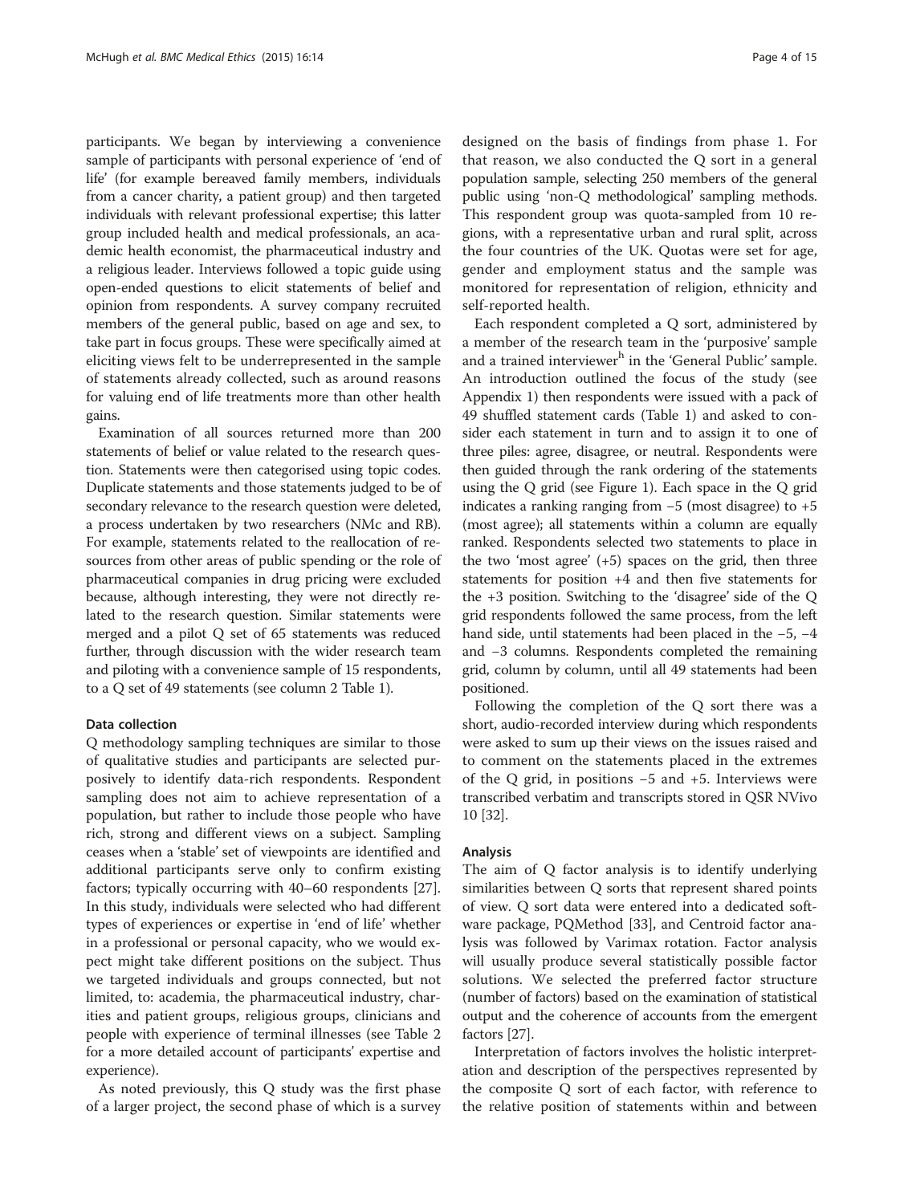participants. We began by interviewing a convenience sample of participants with personal experience of 'end of life' (for example bereaved family members, individuals from a cancer charity, a patient group) and then targeted individuals with relevant professional expertise; this latter group included health and medical professionals, an academic health economist, the pharmaceutical industry and a religious leader. Interviews followed a topic guide using open-ended questions to elicit statements of belief and opinion from respondents. A survey company recruited members of the general public, based on age and sex, to take part in focus groups. These were specifically aimed at eliciting views felt to be underrepresented in the sample of statements already collected, such as around reasons for valuing end of life treatments more than other health gains.

Examination of all sources returned more than 200 statements of belief or value related to the research question. Statements were then categorised using topic codes. Duplicate statements and those statements judged to be of secondary relevance to the research question were deleted, a process undertaken by two researchers (NMc and RB). For example, statements related to the reallocation of resources from other areas of public spending or the role of pharmaceutical companies in drug pricing were excluded because, although interesting, they were not directly related to the research question. Similar statements were merged and a pilot Q set of 65 statements was reduced further, through discussion with the wider research team and piloting with a convenience sample of 15 respondents, to a Q set of 49 statements (see column 2 Table 1).

#### Data collection

Q methodology sampling techniques are similar to those of qualitative studies and participants are selected purposively to identify data-rich respondents. Respondent sampling does not aim to achieve representation of a population, but rather to include those people who have rich, strong and different views on a subject. Sampling ceases when a 'stable' set of viewpoints are identified and additional participants serve only to confirm existing factors; typically occurring with 40–60 respondents [27]. In this study, individuals were selected who had different types of experiences or expertise in 'end of life' whether in a professional or personal capacity, who we would expect might take different positions on the subject. Thus we targeted individuals and groups connected, but not limited, to: academia, the pharmaceutical industry, charities and patient groups, religious groups, clinicians and people with experience of terminal illnesses (see Table 2 for a more detailed account of participants' expertise and experience).

As noted previously, this Q study was the first phase of a larger project, the second phase of which is a survey designed on the basis of findings from phase 1. For that reason, we also conducted the Q sort in a general population sample, selecting 250 members of the general public using 'non-Q methodological' sampling methods. This respondent group was quota-sampled from 10 regions, with a representative urban and rural split, across the four countries of the UK. Quotas were set for age, gender and employment status and the sample was monitored for representation of religion, ethnicity and self-reported health.

Each respondent completed a Q sort, administered by a member of the research team in the 'purposive' sample and a trained interviewer[h] in the 'General Public' sample. An introduction outlined the focus of the study (see Appendix 1) then respondents were issued with a pack of 49 shuffled statement cards (Table 1) and asked to consider each statement in turn and to assign it to one of three piles: agree, disagree, or neutral. Respondents were then guided through the rank ordering of the statements using the Q grid (see Figure 1). Each space in the Q grid indicates a ranking ranging from −5 (most disagree) to +5 (most agree); all statements within a column are equally ranked. Respondents selected two statements to place in the two 'most agree' (+5) spaces on the grid, then three statements for position +4 and then five statements for the +3 position. Switching to the 'disagree' side of the Q grid respondents followed the same process, from the left hand side, until statements had been placed in the −5, −4 and −3 columns. Respondents completed the remaining grid, column by column, until all 49 statements had been positioned.

Following the completion of the Q sort there was a short, audio-recorded interview during which respondents were asked to sum up their views on the issues raised and to comment on the statements placed in the extremes of the Q grid, in positions −5 and +5. Interviews were transcribed verbatim and transcripts stored in QSR NVivo 10 [32].

#### Analysis

The aim of Q factor analysis is to identify underlying similarities between Q sorts that represent shared points of view. Q sort data were entered into a dedicated software package, PQMethod [33], and Centroid factor analysis was followed by Varimax rotation. Factor analysis will usually produce several statistically possible factor solutions. We selected the preferred factor structure (number of factors) based on the examination of statistical output and the coherence of accounts from the emergent factors [27].

Interpretation of factors involves the holistic interpretation and description of the perspectives represented by the composite Q sort of each factor, with reference to the relative position of statements within and between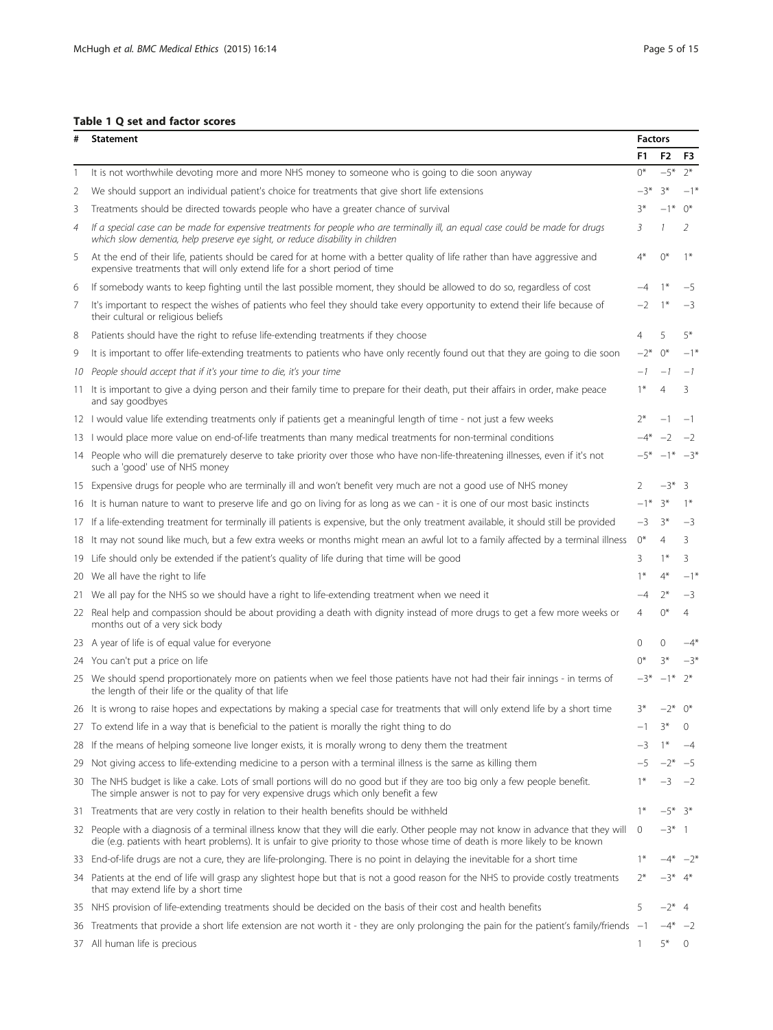**Table 1 Q set and factor scores**

| # | Statement | Factors | | |
|---|---|---|---|---|
| | | F1 | F2 | F3 |
| 1 | It is not worthwhile devoting more and more NHS money to someone who is going to die soon anyway | 0* | −5* | 2* |
| 2 | We should support an individual patient's choice for treatments that give short life extensions | −3* | 3* | −1* |
| 3 | Treatments should be directed towards people who have a greater chance of survival | 3* | −1* | 0* |
| *4* | *If a special case can be made for expensive treatments for people who are terminally ill, an equal case could be made for drugs which slow dementia, help preserve eye sight, or reduce disability in children* | *3* | *1* | *2* |
| 5 | At the end of their life, patients should be cared for at home with a better quality of life rather than have aggressive and expensive treatments that will only extend life for a short period of time | 4* | 0* | 1* |
| 6 | If somebody wants to keep fighting until the last possible moment, they should be allowed to do so, regardless of cost | −4 | 1* | −5 |
| 7 | It's important to respect the wishes of patients who feel they should take every opportunity to extend their life because of their cultural or religious beliefs | −2 | 1* | −3 |
| 8 | Patients should have the right to refuse life-extending treatments if they choose | 4 | 5 | 5* |
| 9 | It is important to offer life-extending treatments to patients who have only recently found out that they are going to die soon | −2* | 0* | −1* |
| *10* | *People should accept that if it's your time to die, it's your time* | *−1* | *−1* | *−1* |
| 11 | It is important to give a dying person and their family time to prepare for their death, put their affairs in order, make peace and say goodbyes | 1* | 4 | 3 |
| 12 | I would value life extending treatments only if patients get a meaningful length of time - not just a few weeks | 2* | −1 | −1 |
| 13 | I would place more value on end-of-life treatments than many medical treatments for non-terminal conditions | −4* | −2 | −2 |
| 14 | People who will die prematurely deserve to take priority over those who have non-life-threatening illnesses, even if it's not such a 'good' use of NHS money | −5* | −1* | −3* |
| 15 | Expensive drugs for people who are terminally ill and won't benefit very much are not a good use of NHS money | 2 | −3* | 3 |
| 16 | It is human nature to want to preserve life and go on living for as long as we can - it is one of our most basic instincts | −1* | 3* | 1* |
| 17 | If a life-extending treatment for terminally ill patients is expensive, but the only treatment available, it should still be provided | −3 | 3* | −3 |
| 18 | It may not sound like much, but a few extra weeks or months might mean an awful lot to a family affected by a terminal illness | 0* | 4 | 3 |
| 19 | Life should only be extended if the patient's quality of life during that time will be good | 3 | 1* | 3 |
| 20 | We all have the right to life | 1* | 4* | −1* |
| 21 | We all pay for the NHS so we should have a right to life-extending treatment when we need it | −4 | 2* | −3 |
| 22 | Real help and compassion should be about providing a death with dignity instead of more drugs to get a few more weeks or months out of a very sick body | 4 | 0* | 4 |
| 23 | A year of life is of equal value for everyone | 0 | 0 | −4* |
| 24 | You can't put a price on life | 0* | 3* | −3* |
| 25 | We should spend proportionately more on patients when we feel those patients have not had their fair innings - in terms of the length of their life or the quality of that life | −3* | −1* | 2* |
| 26 | It is wrong to raise hopes and expectations by making a special case for treatments that will only extend life by a short time | 3* | −2* | 0* |
| 27 | To extend life in a way that is beneficial to the patient is morally the right thing to do | −1 | 3* | 0 |
| 28 | If the means of helping someone live longer exists, it is morally wrong to deny them the treatment | −3 | 1* | −4 |
| 29 | Not giving access to life-extending medicine to a person with a terminal illness is the same as killing them | −5 | −2* | −5 |
| 30 | The NHS budget is like a cake. Lots of small portions will do no good but if they are too big only a few people benefit. The simple answer is not to pay for very expensive drugs which only benefit a few | 1* | −3 | −2 |
| 31 | Treatments that are very costly in relation to their health benefits should be withheld | 1* | −5* | 3* |
| 32 | People with a diagnosis of a terminal illness know that they will die early. Other people may not know in advance that they will die (e.g. patients with heart problems). It is unfair to give priority to those whose time of death is more likely to be known | 0 | −3* | 1 |
| 33 | End-of-life drugs are not a cure, they are life-prolonging. There is no point in delaying the inevitable for a short time | 1* | −4* | −2* |
| 34 | Patients at the end of life will grasp any slightest hope but that is not a good reason for the NHS to provide costly treatments that may extend life by a short time | 2* | −3* | 4* |
| 35 | NHS provision of life-extending treatments should be decided on the basis of their cost and health benefits | 5 | −2* | 4 |
| 36 | Treatments that provide a short life extension are not worth it - they are only prolonging the pain for the patient's family/friends | −1 | −4* | −2 |
| 37 | All human life is precious | 1 | 5* | 0 |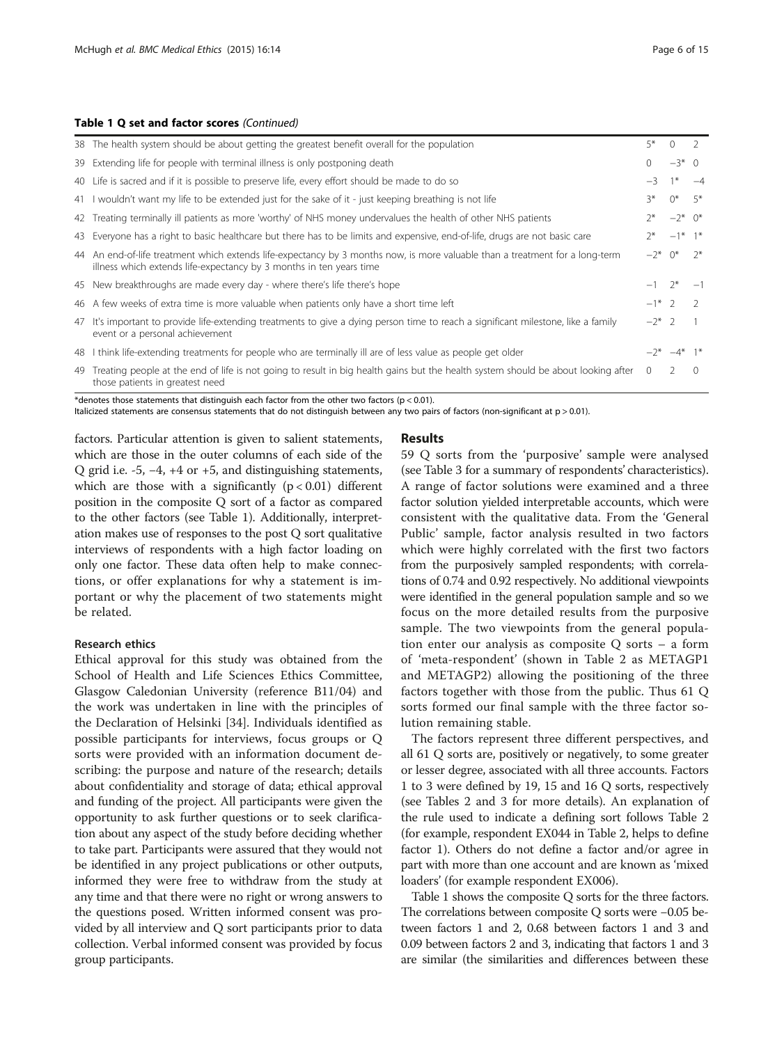**Table 1 Q set and factor scores** *(Continued)*

| | Statement | | | |
|---|---|---|---|---|
| 38 | The health system should be about getting the greatest benefit overall for the population | 5* | 0 | 2 |
| 39 | Extending life for people with terminal illness is only postponing death | 0 | −3* | 0 |
| 40 | Life is sacred and if it is possible to preserve life, every effort should be made to do so | −3 | 1* | −4 |
| 41 | I wouldn't want my life to be extended just for the sake of it - just keeping breathing is not life | 3* | 0* | 5* |
| 42 | Treating terminally ill patients as more 'worthy' of NHS money undervalues the health of other NHS patients | 2* | −2* | 0* |
| 43 | Everyone has a right to basic healthcare but there has to be limits and expensive, end-of-life, drugs are not basic care | 2* | −1* | 1* |
| 44 | An end-of-life treatment which extends life-expectancy by 3 months now, is more valuable than a treatment for a long-term illness which extends life-expectancy by 3 months in ten years time | −2* | 0* | 2* |
| 45 | New breakthroughs are made every day - where there's life there's hope | −1 | 2* | −1 |
| 46 | A few weeks of extra time is more valuable when patients only have a short time left | −1* | 2 | 2 |
| 47 | It's important to provide life-extending treatments to give a dying person time to reach a significant milestone, like a family event or a personal achievement | −2* | 2 | 1 |
| 48 | I think life-extending treatments for people who are terminally ill are of less value as people get older | −2* | −4* | 1* |
| 49 | Treating people at the end of life is not going to result in big health gains but the health system should be about looking after those patients in greatest need | 0 | 2 | 0 |

*denotes those statements that distinguish each factor from the other two factors ($p < 0.01$).
Italicized statements are consensus statements that do not distinguish between any two pairs of factors (non-significant at $p > 0.01$).

factors. Particular attention is given to salient statements, which are those in the outer columns of each side of the Q grid i.e. -5, −4, +4 or +5, and distinguishing statements, which are those with a significantly ($p < 0.01$) different position in the composite Q sort of a factor as compared to the other factors (see Table 1). Additionally, interpretation makes use of responses to the post Q sort qualitative interviews of respondents with a high factor loading on only one factor. These data often help to make connections, or offer explanations for why a statement is important or why the placement of two statements might be related.

### Research ethics

Ethical approval for this study was obtained from the School of Health and Life Sciences Ethics Committee, Glasgow Caledonian University (reference B11/04) and the work was undertaken in line with the principles of the Declaration of Helsinki [34]. Individuals identified as possible participants for interviews, focus groups or Q sorts were provided with an information document describing: the purpose and nature of the research; details about confidentiality and storage of data; ethical approval and funding of the project. All participants were given the opportunity to ask further questions or to seek clarification about any aspect of the study before deciding whether to take part. Participants were assured that they would not be identified in any project publications or other outputs, informed they were free to withdraw from the study at any time and that there were no right or wrong answers to the questions posed. Written informed consent was provided by all interview and Q sort participants prior to data collection. Verbal informed consent was provided by focus group participants.

## Results

59 Q sorts from the 'purposive' sample were analysed (see Table 3 for a summary of respondents' characteristics). A range of factor solutions were examined and a three factor solution yielded interpretable accounts, which were consistent with the qualitative data. From the 'General Public' sample, factor analysis resulted in two factors which were highly correlated with the first two factors from the purposively sampled respondents; with correlations of 0.74 and 0.92 respectively. No additional viewpoints were identified in the general population sample and so we focus on the more detailed results from the purposive sample. The two viewpoints from the general population enter our analysis as composite Q sorts – a form of 'meta-respondent' (shown in Table 2 as METAGP1 and METAGP2) allowing the positioning of the three factors together with those from the public. Thus 61 Q sorts formed our final sample with the three factor solution remaining stable.

The factors represent three different perspectives, and all 61 Q sorts are, positively or negatively, to some greater or lesser degree, associated with all three accounts. Factors 1 to 3 were defined by 19, 15 and 16 Q sorts, respectively (see Tables 2 and 3 for more details). An explanation of the rule used to indicate a defining sort follows Table 2 (for example, respondent EX044 in Table 2, helps to define factor 1). Others do not define a factor and/or agree in part with more than one account and are known as 'mixed loaders' (for example respondent EX006).

Table 1 shows the composite Q sorts for the three factors. The correlations between composite Q sorts were −0.05 between factors 1 and 2, 0.68 between factors 1 and 3 and 0.09 between factors 2 and 3, indicating that factors 1 and 3 are similar (the similarities and differences between these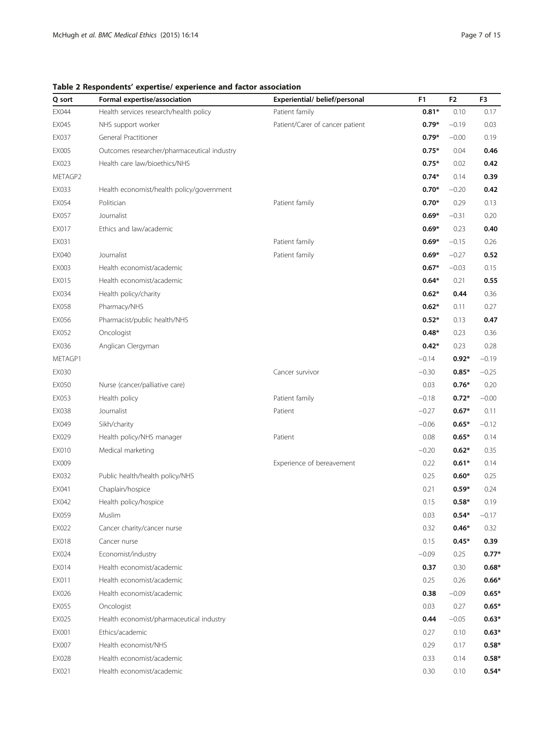**Table 2 Respondents' expertise/ experience and factor association**

| Q sort | Formal expertise/association | Experiential/ belief/personal | F1 | F2 | F3 |
|---|---|---|---|---|---|
| EX044 | Health services research/health policy | Patient family | **0.81*** | 0.10 | 0.17 |
| EX045 | NHS support worker | Patient/Carer of cancer patient | **0.79*** | −0.19 | 0.03 |
| EX037 | General Practitioner | | **0.79*** | −0.00 | 0.19 |
| EX005 | Outcomes researcher/pharmaceutical industry | | **0.75*** | 0.04 | **0.46** |
| EX023 | Health care law/bioethics/NHS | | **0.75*** | 0.02 | **0.42** |
| METAGP2 | | | **0.74*** | 0.14 | **0.39** |
| EX033 | Health economist/health policy/government | | **0.70*** | −0.20 | **0.42** |
| EX054 | Politician | Patient family | **0.70*** | 0.29 | 0.13 |
| EX057 | Journalist | | **0.69*** | −0.31 | 0.20 |
| EX017 | Ethics and law/academic | | **0.69*** | 0.23 | **0.40** |
| EX031 | | Patient family | **0.69*** | −0.15 | 0.26 |
| EX040 | Journalist | Patient family | **0.69*** | −0.27 | **0.52** |
| EX003 | Health economist/academic | | **0.67*** | −0.03 | 0.15 |
| EX015 | Health economist/academic | | **0.64*** | 0.21 | **0.55** |
| EX034 | Health policy/charity | | **0.62*** | **0.44** | 0.36 |
| EX058 | Pharmacy/NHS | | **0.62*** | 0.11 | 0.27 |
| EX056 | Pharmacist/public health/NHS | | **0.52*** | 0.13 | **0.47** |
| EX052 | Oncologist | | **0.48*** | 0.23 | 0.36 |
| EX036 | Anglican Clergyman | | **0.42*** | 0.23 | 0.28 |
| METAGP1 | | | −0.14 | **0.92*** | −0.19 |
| EX030 | | Cancer survivor | −0.30 | **0.85*** | −0.25 |
| EX050 | Nurse (cancer/palliative care) | | 0.03 | **0.76*** | 0.20 |
| EX053 | Health policy | Patient family | −0.18 | **0.72*** | −0.00 |
| EX038 | Journalist | Patient | −0.27 | **0.67*** | 0.11 |
| EX049 | Sikh/charity | | −0.06 | **0.65*** | −0.12 |
| EX029 | Health policy/NHS manager | Patient | 0.08 | **0.65*** | 0.14 |
| EX010 | Medical marketing | | −0.20 | **0.62*** | 0.35 |
| EX009 | | Experience of bereavement | 0.22 | **0.61*** | 0.14 |
| EX032 | Public health/health policy/NHS | | 0.25 | **0.60*** | 0.25 |
| EX041 | Chaplain/hospice | | 0.21 | **0.59*** | 0.24 |
| EX042 | Health policy/hospice | | 0.15 | **0.58*** | 0.19 |
| EX059 | Muslim | | 0.03 | **0.54*** | −0.17 |
| EX022 | Cancer charity/cancer nurse | | 0.32 | **0.46*** | 0.32 |
| EX018 | Cancer nurse | | 0.15 | **0.45*** | **0.39** |
| EX024 | Economist/industry | | −0.09 | 0.25 | **0.77*** |
| EX014 | Health economist/academic | | **0.37** | 0.30 | **0.68*** |
| EX011 | Health economist/academic | | 0.25 | 0.26 | **0.66*** |
| EX026 | Health economist/academic | | **0.38** | −0.09 | **0.65*** |
| EX055 | Oncologist | | 0.03 | 0.27 | **0.65*** |
| EX025 | Health economist/pharmaceutical industry | | **0.44** | −0.05 | **0.63*** |
| EX001 | Ethics/academic | | 0.27 | 0.10 | **0.63*** |
| EX007 | Health economist/NHS | | 0.29 | 0.17 | **0.58*** |
| EX028 | Health economist/academic | | 0.33 | 0.14 | **0.58*** |
| EX021 | Health economist/academic | | 0.30 | 0.10 | **0.54*** |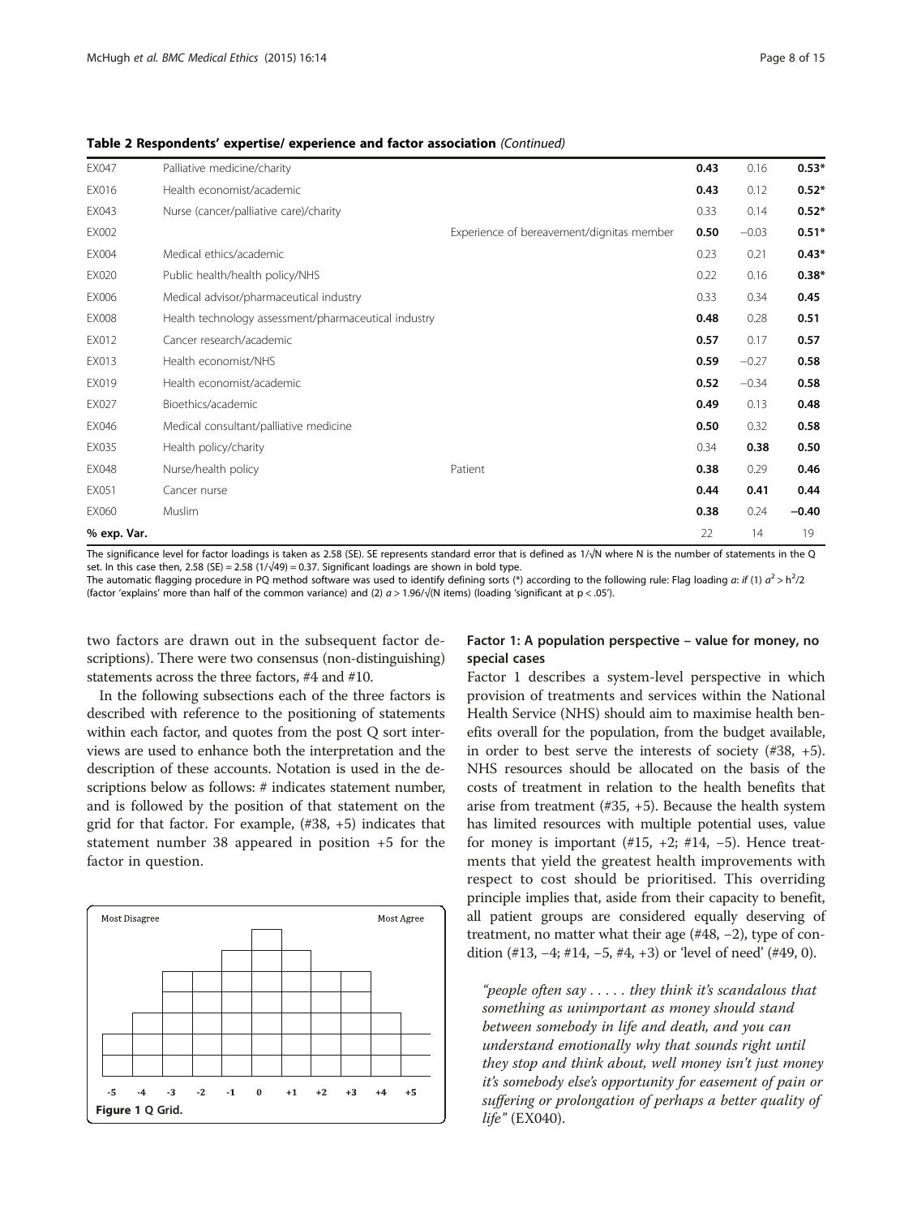**Table 2 Respondents' expertise/ experience and factor association** *(Continued)*

| | | | | | |
|---|---|---|---|---|---|
| EX047 | Palliative medicine/charity | | **0.43** | 0.16 | **0.53*** |
| EX016 | Health economist/academic | | **0.43** | 0.12 | **0.52*** |
| EX043 | Nurse (cancer/palliative care)/charity | | 0.33 | 0.14 | **0.52*** |
| EX002 | | Experience of bereavement/dignitas member | **0.50** | −0.03 | **0.51*** |
| EX004 | Medical ethics/academic | | 0.23 | 0.21 | **0.43*** |
| EX020 | Public health/health policy/NHS | | 0.22 | 0.16 | **0.38*** |
| EX006 | Medical advisor/pharmaceutical industry | | 0.33 | 0.34 | **0.45** |
| EX008 | Health technology assessment/pharmaceutical industry | | **0.48** | 0.28 | **0.51** |
| EX012 | Cancer research/academic | | **0.57** | 0.17 | **0.57** |
| EX013 | Health economist/NHS | | **0.59** | −0.27 | **0.58** |
| EX019 | Health economist/academic | | **0.52** | −0.34 | **0.58** |
| EX027 | Bioethics/academic | | **0.49** | 0.13 | **0.48** |
| EX046 | Medical consultant/palliative medicine | | **0.50** | 0.32 | **0.58** |
| EX035 | Health policy/charity | | 0.34 | **0.38** | **0.50** |
| EX048 | Nurse/health policy | Patient | **0.38** | 0.29 | **0.46** |
| EX051 | Cancer nurse | | **0.44** | **0.41** | **0.44** |
| EX060 | Muslim | | **0.38** | 0.24 | **−0.40** |
| **% exp. Var.** | | | 22 | 14 | 19 |

The significance level for factor loadings is taken as 2.58 (SE). SE represents standard error that is defined as 1/√N where N is the number of statements in the Q set. In this case then, 2.58 (SE) = 2.58 (1/√49) = 0.37. Significant loadings are shown in bold type.
The automatic flagging procedure in PQ method software was used to identify defining sorts (*) according to the following rule: Flag loading $a$: *if* (1) $a^2 > h^2/2$ (factor 'explains' more than half of the common variance) and (2) $a > 1.96/\sqrt{(N \text{ items})}$ (loading 'significant at p < .05').

two factors are drawn out in the subsequent factor descriptions). There were two consensus (non-distinguishing) statements across the three factors, #4 and #10.

In the following subsections each of the three factors is described with reference to the positioning of statements within each factor, and quotes from the post Q sort interviews are used to enhance both the interpretation and the description of these accounts. Notation is used in the descriptions below as follows: # indicates statement number, and is followed by the position of that statement on the grid for that factor. For example, (#38, +5) indicates that statement number 38 appeared in position +5 for the factor in question.

| Most Disagree | | | | | | | | | | Most Agree |
|---|---|---|---|---|---|---|---|---|---|---|
| -5 | -4 | -3 | -2 | -1 | 0 | +1 | +2 | +3 | +4 | +5 |

Figure 1 Q Grid.

## Factor 1: A population perspective – value for money, no special cases

Factor 1 describes a system-level perspective in which provision of treatments and services within the National Health Service (NHS) should aim to maximise health benefits overall for the population, from the budget available, in order to best serve the interests of society (#38, +5). NHS resources should be allocated on the basis of the costs of treatment in relation to the health benefits that arise from treatment (#35, +5). Because the health system has limited resources with multiple potential uses, value for money is important (#15, +2; #14, −5). Hence treatments that yield the greatest health improvements with respect to cost should be prioritised. This overriding principle implies that, aside from their capacity to benefit, all patient groups are considered equally deserving of treatment, no matter what their age (#48, −2), type of condition (#13, −4; #14, −5, #4, +3) or 'level of need' (#49, 0).

> *"people often say . . . . . they think it's scandalous that something as unimportant as money should stand between somebody in life and death, and you can understand emotionally why that sounds right until they stop and think about, well money isn't just money it's somebody else's opportunity for easement of pain or suffering or prolongation of perhaps a better quality of life"* (EX040).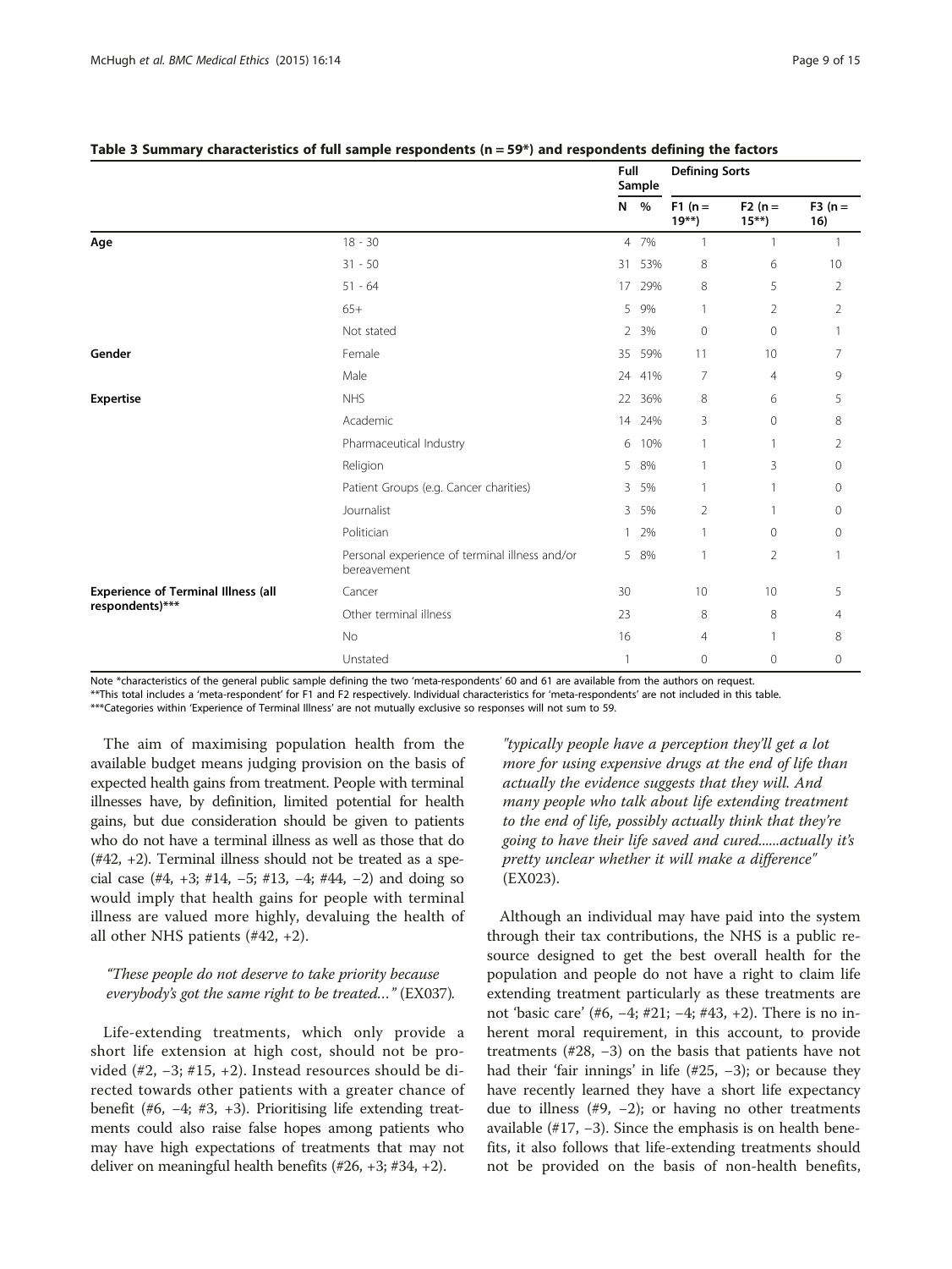**Table 3 Summary characteristics of full sample respondents (n = 59*) and respondents defining the factors**

| | | Full Sample | | Defining Sorts | | |
|---|---|---|---|---|---|---|
| | | N | % | F1 (n = 19**) | F2 (n = 15**) | F3 (n = 16) |
| **Age** | 18 - 30 | 4 | 7% | 1 | 1 | 1 |
| | 31 - 50 | 31 | 53% | 8 | 6 | 10 |
| | 51 - 64 | 17 | 29% | 8 | 5 | 2 |
| | 65+ | 5 | 9% | 1 | 2 | 2 |
| | Not stated | 2 | 3% | 0 | 0 | 1 |
| **Gender** | Female | 35 | 59% | 11 | 10 | 7 |
| | Male | 24 | 41% | 7 | 4 | 9 |
| **Expertise** | NHS | 22 | 36% | 8 | 6 | 5 |
| | Academic | 14 | 24% | 3 | 0 | 8 |
| | Pharmaceutical Industry | 6 | 10% | 1 | 1 | 2 |
| | Religion | 5 | 8% | 1 | 3 | 0 |
| | Patient Groups (e.g. Cancer charities) | 3 | 5% | 1 | 1 | 0 |
| | Journalist | 3 | 5% | 2 | 1 | 0 |
| | Politician | 1 | 2% | 1 | 0 | 0 |
| | Personal experience of terminal illness and/or bereavement | 5 | 8% | 1 | 2 | 1 |
| **Experience of Terminal Illness (all respondents)*** ** | Cancer | 30 | | 10 | 10 | 5 |
| | Other terminal illness | 23 | | 8 | 8 | 4 |
| | No | 16 | | 4 | 1 | 8 |
| | Unstated | 1 | | 0 | 0 | 0 |

Note *characteristics of the general public sample defining the two 'meta-respondents' 60 and 61 are available from the authors on request.
**This total includes a 'meta-respondent' for F1 and F2 respectively. Individual characteristics for 'meta-respondents' are not included in this table.
***Categories within 'Experience of Terminal Illness' are not mutually exclusive so responses will not sum to 59.

The aim of maximising population health from the available budget means judging provision on the basis of expected health gains from treatment. People with terminal illnesses have, by definition, limited potential for health gains, but due consideration should be given to patients who do not have a terminal illness as well as those that do (#42, +2). Terminal illness should not be treated as a special case (#4, +3; #14, −5; #13, −4; #44, −2) and doing so would imply that health gains for people with terminal illness are valued more highly, devaluing the health of all other NHS patients (#42, +2).

*"These people do not deserve to take priority because everybody's got the same right to be treated…"* (EX037).

Life-extending treatments, which only provide a short life extension at high cost, should not be provided (#2, −3; #15, +2). Instead resources should be directed towards other patients with a greater chance of benefit (#6, −4; #3, +3). Prioritising life extending treatments could also raise false hopes among patients who may have high expectations of treatments that may not deliver on meaningful health benefits (#26, +3; #34, +2).

*"typically people have a perception they'll get a lot more for using expensive drugs at the end of life than actually the evidence suggests that they will. And many people who talk about life extending treatment to the end of life, possibly actually think that they're going to have their life saved and cured......actually it's pretty unclear whether it will make a difference"* (EX023).

Although an individual may have paid into the system through their tax contributions, the NHS is a public resource designed to get the best overall health for the population and people do not have a right to claim life extending treatment particularly as these treatments are not 'basic care' (#6, −4; #21; −4; #43, +2). There is no inherent moral requirement, in this account, to provide treatments (#28, −3) on the basis that patients have not had their 'fair innings' in life (#25, −3); or because they have recently learned they have a short life expectancy due to illness (#9, −2); or having no other treatments available (#17, −3). Since the emphasis is on health benefits, it also follows that life-extending treatments should not be provided on the basis of non-health benefits,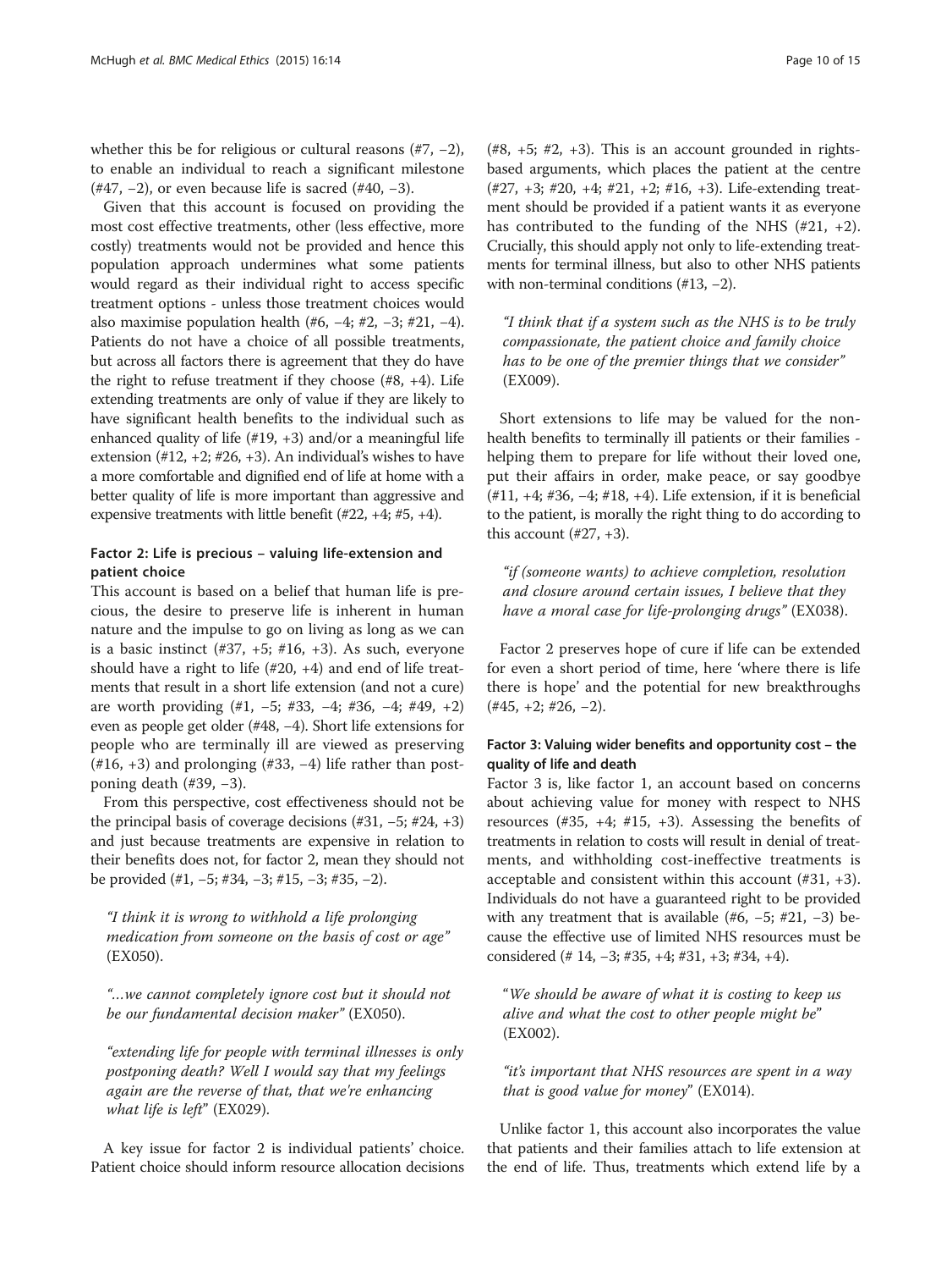whether this be for religious or cultural reasons (#7, −2), to enable an individual to reach a significant milestone (#47, −2), or even because life is sacred (#40, −3).

Given that this account is focused on providing the most cost effective treatments, other (less effective, more costly) treatments would not be provided and hence this population approach undermines what some patients would regard as their individual right to access specific treatment options - unless those treatment choices would also maximise population health (#6, −4; #2, −3; #21, −4). Patients do not have a choice of all possible treatments, but across all factors there is agreement that they do have the right to refuse treatment if they choose (#8, +4). Life extending treatments are only of value if they are likely to have significant health benefits to the individual such as enhanced quality of life (#19, +3) and/or a meaningful life extension (#12, +2; #26, +3). An individual's wishes to have a more comfortable and dignified end of life at home with a better quality of life is more important than aggressive and expensive treatments with little benefit (#22, +4; #5, +4).

### Factor 2: Life is precious – valuing life-extension and patient choice

This account is based on a belief that human life is precious, the desire to preserve life is inherent in human nature and the impulse to go on living as long as we can is a basic instinct (#37, +5; #16, +3). As such, everyone should have a right to life (#20, +4) and end of life treatments that result in a short life extension (and not a cure) are worth providing (#1, −5; #33, −4; #36, −4; #49, +2) even as people get older (#48, −4). Short life extensions for people who are terminally ill are viewed as preserving (#16, +3) and prolonging (#33, −4) life rather than postponing death (#39, −3).

From this perspective, cost effectiveness should not be the principal basis of coverage decisions (#31, −5; #24, +3) and just because treatments are expensive in relation to their benefits does not, for factor 2, mean they should not be provided (#1, −5; #34, −3; #15, −3; #35, −2).

> *"I think it is wrong to withhold a life prolonging medication from someone on the basis of cost or age"* (EX050).

> *"…we cannot completely ignore cost but it should not be our fundamental decision maker"* (EX050).

> *"extending life for people with terminal illnesses is only postponing death? Well I would say that my feelings again are the reverse of that, that we're enhancing what life is left"* (EX029).

A key issue for factor 2 is individual patients' choice. Patient choice should inform resource allocation decisions (#8, +5; #2, +3). This is an account grounded in rights-based arguments, which places the patient at the centre (#27, +3; #20, +4; #21, +2; #16, +3). Life-extending treatment should be provided if a patient wants it as everyone has contributed to the funding of the NHS (#21, +2). Crucially, this should apply not only to life-extending treatments for terminal illness, but also to other NHS patients with non-terminal conditions (#13, −2).

> *"I think that if a system such as the NHS is to be truly compassionate, the patient choice and family choice has to be one of the premier things that we consider"* (EX009).

Short extensions to life may be valued for the non-health benefits to terminally ill patients or their families - helping them to prepare for life without their loved one, put their affairs in order, make peace, or say goodbye (#11, +4; #36, −4; #18, +4). Life extension, if it is beneficial to the patient, is morally the right thing to do according to this account (#27, +3).

> *"if (someone wants) to achieve completion, resolution and closure around certain issues, I believe that they have a moral case for life-prolonging drugs"* (EX038).

Factor 2 preserves hope of cure if life can be extended for even a short period of time, here 'where there is life there is hope' and the potential for new breakthroughs (#45, +2; #26, −2).

### Factor 3: Valuing wider benefits and opportunity cost – the quality of life and death

Factor 3 is, like factor 1, an account based on concerns about achieving value for money with respect to NHS resources (#35, +4; #15, +3). Assessing the benefits of treatments in relation to costs will result in denial of treatments, and withholding cost-ineffective treatments is acceptable and consistent within this account (#31, +3). Individuals do not have a guaranteed right to be provided with any treatment that is available (#6, −5; #21, −3) because the effective use of limited NHS resources must be considered (# 14, −3; #35, +4; #31, +3; #34, +4).

> "*We should be aware of what it is costing to keep us alive and what the cost to other people might be*" (EX002).

> *"it's important that NHS resources are spent in a way that is good value for money"* (EX014).

Unlike factor 1, this account also incorporates the value that patients and their families attach to life extension at the end of life. Thus, treatments which extend life by a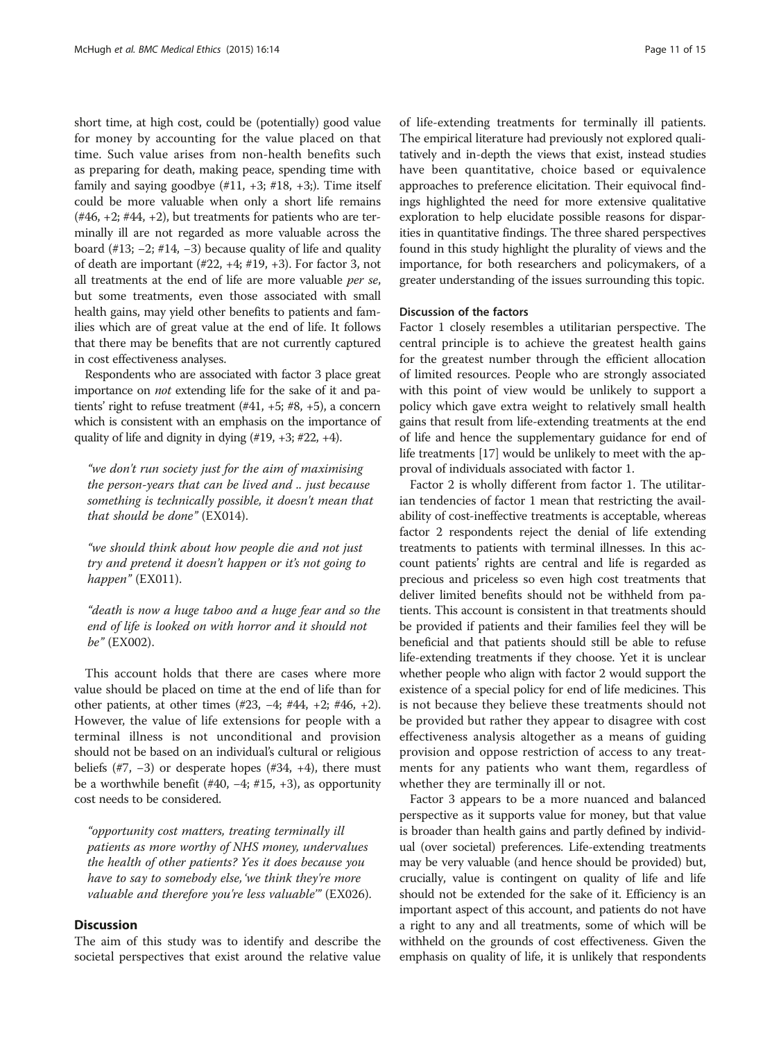short time, at high cost, could be (potentially) good value for money by accounting for the value placed on that time. Such value arises from non-health benefits such as preparing for death, making peace, spending time with family and saying goodbye (#11, +3; #18, +3;). Time itself could be more valuable when only a short life remains (#46, +2; #44, +2), but treatments for patients who are terminally ill are not regarded as more valuable across the board (#13; −2; #14, −3) because quality of life and quality of death are important (#22, +4; #19, +3). For factor 3, not all treatments at the end of life are more valuable *per se*, but some treatments, even those associated with small health gains, may yield other benefits to patients and families which are of great value at the end of life. It follows that there may be benefits that are not currently captured in cost effectiveness analyses.

Respondents who are associated with factor 3 place great importance on *not* extending life for the sake of it and patients' right to refuse treatment (#41, +5; #8, +5), a concern which is consistent with an emphasis on the importance of quality of life and dignity in dying (#19, +3; #22, +4).

> *"we don't run society just for the aim of maximising the person-years that can be lived and .. just because something is technically possible, it doesn't mean that that should be done"* (EX014).

> *"we should think about how people die and not just try and pretend it doesn't happen or it's not going to happen"* (EX011).

> *"death is now a huge taboo and a huge fear and so the end of life is looked on with horror and it should not be"* (EX002).

This account holds that there are cases where more value should be placed on time at the end of life than for other patients, at other times (#23, −4; #44, +2; #46, +2). However, the value of life extensions for people with a terminal illness is not unconditional and provision should not be based on an individual's cultural or religious beliefs (#7, −3) or desperate hopes (#34, +4), there must be a worthwhile benefit (#40, −4; #15, +3), as opportunity cost needs to be considered.

> *"opportunity cost matters, treating terminally ill patients as more worthy of NHS money, undervalues the health of other patients? Yes it does because you have to say to somebody else,'we think they're more valuable and therefore you're less valuable'"* (EX026).

## Discussion

The aim of this study was to identify and describe the societal perspectives that exist around the relative value of life-extending treatments for terminally ill patients. The empirical literature had previously not explored qualitatively and in-depth the views that exist, instead studies have been quantitative, choice based or equivalence approaches to preference elicitation. Their equivocal findings highlighted the need for more extensive qualitative exploration to help elucidate possible reasons for disparities in quantitative findings. The three shared perspectives found in this study highlight the plurality of views and the importance, for both researchers and policymakers, of a greater understanding of the issues surrounding this topic.

### Discussion of the factors

Factor 1 closely resembles a utilitarian perspective. The central principle is to achieve the greatest health gains for the greatest number through the efficient allocation of limited resources. People who are strongly associated with this point of view would be unlikely to support a policy which gave extra weight to relatively small health gains that result from life-extending treatments at the end of life and hence the supplementary guidance for end of life treatments [17] would be unlikely to meet with the approval of individuals associated with factor 1.

Factor 2 is wholly different from factor 1. The utilitarian tendencies of factor 1 mean that restricting the availability of cost-ineffective treatments is acceptable, whereas factor 2 respondents reject the denial of life extending treatments to patients with terminal illnesses. In this account patients' rights are central and life is regarded as precious and priceless so even high cost treatments that deliver limited benefits should not be withheld from patients. This account is consistent in that treatments should be provided if patients and their families feel they will be beneficial and that patients should still be able to refuse life-extending treatments if they choose. Yet it is unclear whether people who align with factor 2 would support the existence of a special policy for end of life medicines. This is not because they believe these treatments should not be provided but rather they appear to disagree with cost effectiveness analysis altogether as a means of guiding provision and oppose restriction of access to any treatments for any patients who want them, regardless of whether they are terminally ill or not.

Factor 3 appears to be a more nuanced and balanced perspective as it supports value for money, but that value is broader than health gains and partly defined by individual (over societal) preferences. Life-extending treatments may be very valuable (and hence should be provided) but, crucially, value is contingent on quality of life and life should not be extended for the sake of it. Efficiency is an important aspect of this account, and patients do not have a right to any and all treatments, some of which will be withheld on the grounds of cost effectiveness. Given the emphasis on quality of life, it is unlikely that respondents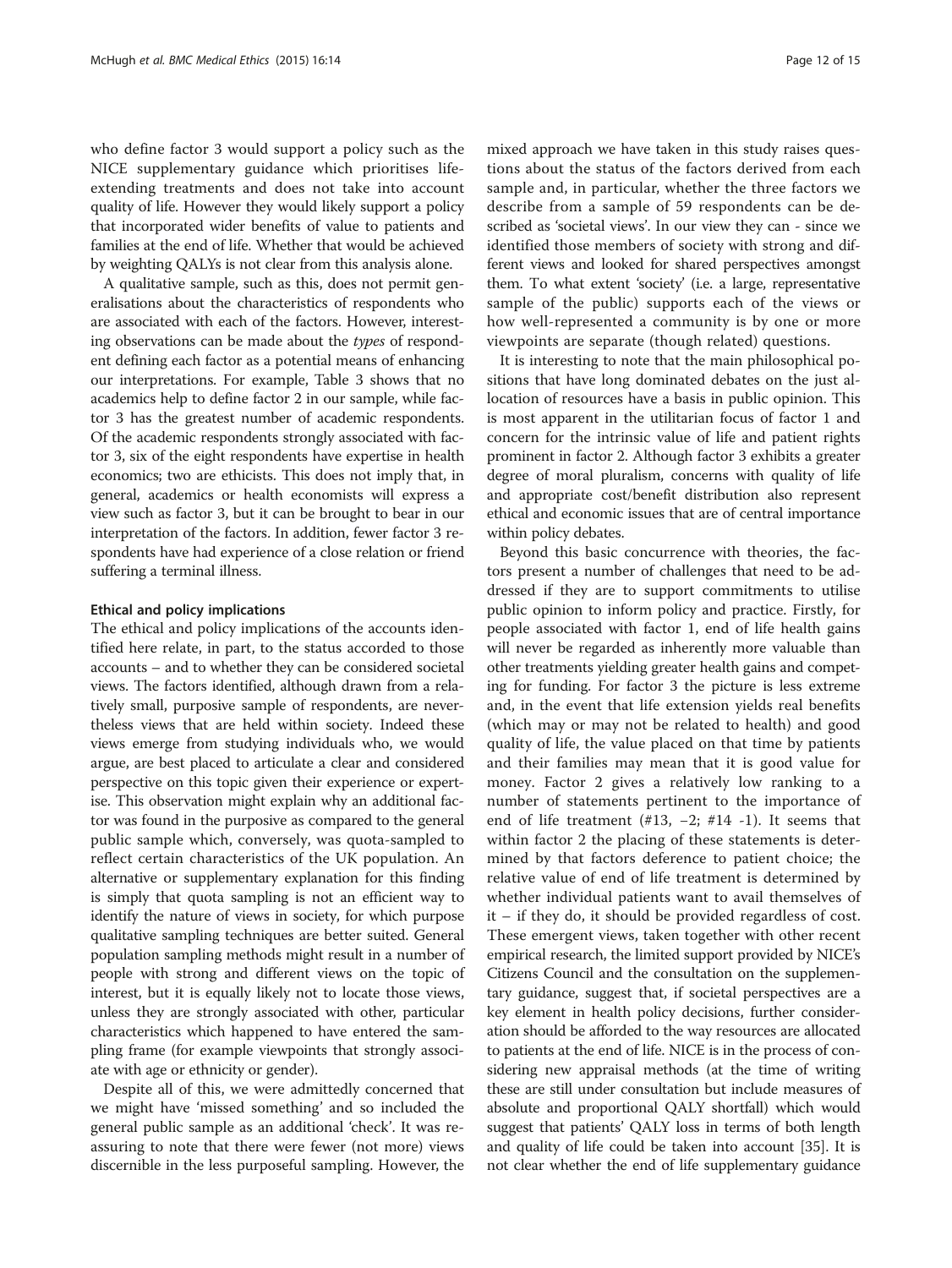who define factor 3 would support a policy such as the NICE supplementary guidance which prioritises life-extending treatments and does not take into account quality of life. However they would likely support a policy that incorporated wider benefits of value to patients and families at the end of life. Whether that would be achieved by weighting QALYs is not clear from this analysis alone.

A qualitative sample, such as this, does not permit generalisations about the characteristics of respondents who are associated with each of the factors. However, interesting observations can be made about the *types* of respondent defining each factor as a potential means of enhancing our interpretations. For example, Table 3 shows that no academics help to define factor 2 in our sample, while factor 3 has the greatest number of academic respondents. Of the academic respondents strongly associated with factor 3, six of the eight respondents have expertise in health economics; two are ethicists. This does not imply that, in general, academics or health economists will express a view such as factor 3, but it can be brought to bear in our interpretation of the factors. In addition, fewer factor 3 respondents have had experience of a close relation or friend suffering a terminal illness.

### Ethical and policy implications

The ethical and policy implications of the accounts identified here relate, in part, to the status accorded to those accounts – and to whether they can be considered societal views. The factors identified, although drawn from a relatively small, purposive sample of respondents, are nevertheless views that are held within society. Indeed these views emerge from studying individuals who, we would argue, are best placed to articulate a clear and considered perspective on this topic given their experience or expertise. This observation might explain why an additional factor was found in the purposive as compared to the general public sample which, conversely, was quota-sampled to reflect certain characteristics of the UK population. An alternative or supplementary explanation for this finding is simply that quota sampling is not an efficient way to identify the nature of views in society, for which purpose qualitative sampling techniques are better suited. General population sampling methods might result in a number of people with strong and different views on the topic of interest, but it is equally likely not to locate those views, unless they are strongly associated with other, particular characteristics which happened to have entered the sampling frame (for example viewpoints that strongly associate with age or ethnicity or gender).

Despite all of this, we were admittedly concerned that we might have 'missed something' and so included the general public sample as an additional 'check'. It was reassuring to note that there were fewer (not more) views discernible in the less purposeful sampling. However, the mixed approach we have taken in this study raises questions about the status of the factors derived from each sample and, in particular, whether the three factors we describe from a sample of 59 respondents can be described as 'societal views'. In our view they can - since we identified those members of society with strong and different views and looked for shared perspectives amongst them. To what extent 'society' (i.e. a large, representative sample of the public) supports each of the views or how well-represented a community is by one or more viewpoints are separate (though related) questions.

It is interesting to note that the main philosophical positions that have long dominated debates on the just allocation of resources have a basis in public opinion. This is most apparent in the utilitarian focus of factor 1 and concern for the intrinsic value of life and patient rights prominent in factor 2. Although factor 3 exhibits a greater degree of moral pluralism, concerns with quality of life and appropriate cost/benefit distribution also represent ethical and economic issues that are of central importance within policy debates.

Beyond this basic concurrence with theories, the factors present a number of challenges that need to be addressed if they are to support commitments to utilise public opinion to inform policy and practice. Firstly, for people associated with factor 1, end of life health gains will never be regarded as inherently more valuable than other treatments yielding greater health gains and competing for funding. For factor 3 the picture is less extreme and, in the event that life extension yields real benefits (which may or may not be related to health) and good quality of life, the value placed on that time by patients and their families may mean that it is good value for money. Factor 2 gives a relatively low ranking to a number of statements pertinent to the importance of end of life treatment (#13, −2; #14 -1). It seems that within factor 2 the placing of these statements is determined by that factors deference to patient choice; the relative value of end of life treatment is determined by whether individual patients want to avail themselves of it – if they do, it should be provided regardless of cost. These emergent views, taken together with other recent empirical research, the limited support provided by NICE's Citizens Council and the consultation on the supplementary guidance, suggest that, if societal perspectives are a key element in health policy decisions, further consideration should be afforded to the way resources are allocated to patients at the end of life. NICE is in the process of considering new appraisal methods (at the time of writing these are still under consultation but include measures of absolute and proportional QALY shortfall) which would suggest that patients' QALY loss in terms of both length and quality of life could be taken into account [35]. It is not clear whether the end of life supplementary guidance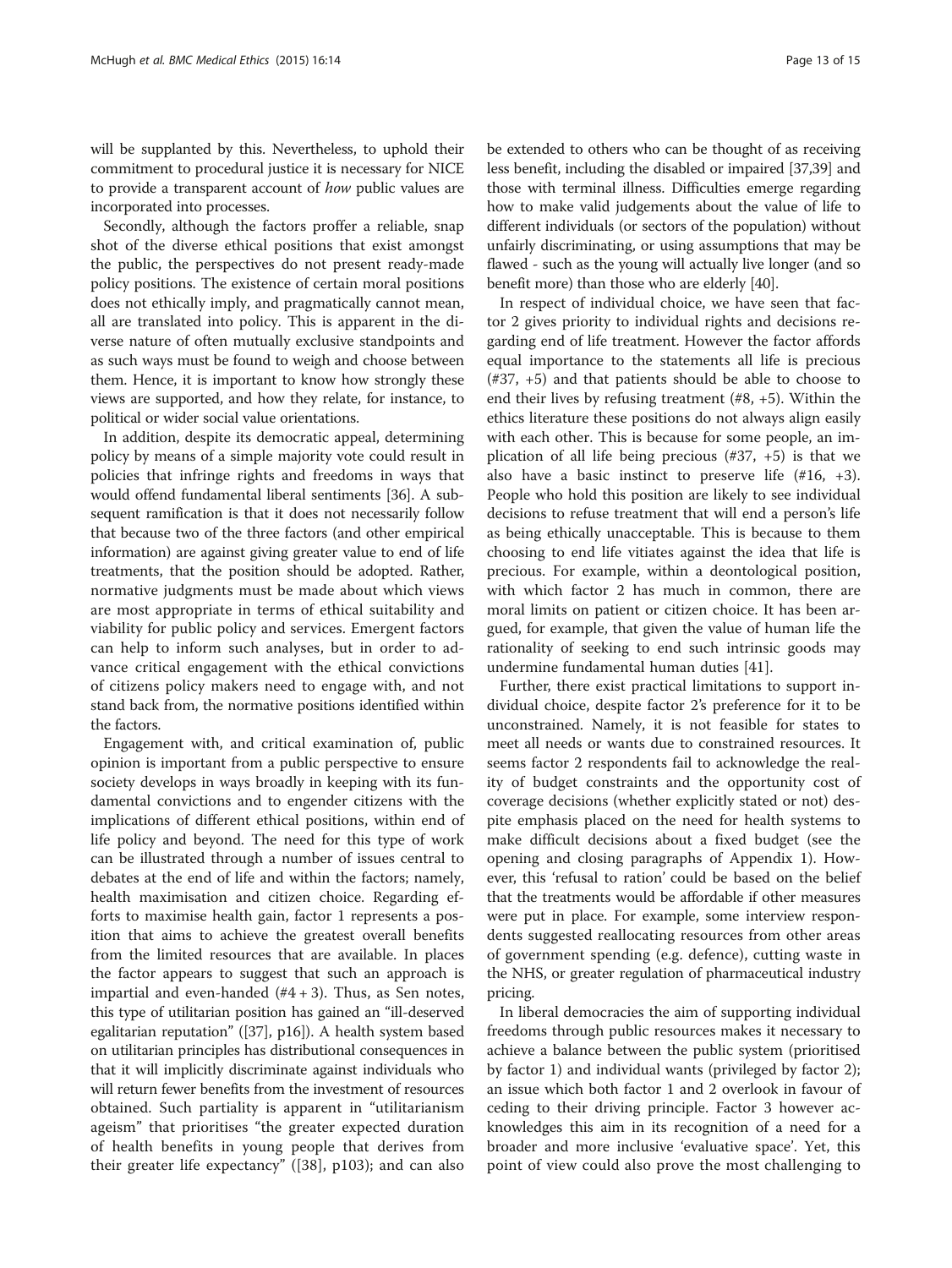will be supplanted by this. Nevertheless, to uphold their commitment to procedural justice it is necessary for NICE to provide a transparent account of *how* public values are incorporated into processes.

Secondly, although the factors proffer a reliable, snap shot of the diverse ethical positions that exist amongst the public, the perspectives do not present ready-made policy positions. The existence of certain moral positions does not ethically imply, and pragmatically cannot mean, all are translated into policy. This is apparent in the diverse nature of often mutually exclusive standpoints and as such ways must be found to weigh and choose between them. Hence, it is important to know how strongly these views are supported, and how they relate, for instance, to political or wider social value orientations.

In addition, despite its democratic appeal, determining policy by means of a simple majority vote could result in policies that infringe rights and freedoms in ways that would offend fundamental liberal sentiments [36]. A subsequent ramification is that it does not necessarily follow that because two of the three factors (and other empirical information) are against giving greater value to end of life treatments, that the position should be adopted. Rather, normative judgments must be made about which views are most appropriate in terms of ethical suitability and viability for public policy and services. Emergent factors can help to inform such analyses, but in order to advance critical engagement with the ethical convictions of citizens policy makers need to engage with, and not stand back from, the normative positions identified within the factors.

Engagement with, and critical examination of, public opinion is important from a public perspective to ensure society develops in ways broadly in keeping with its fundamental convictions and to engender citizens with the implications of different ethical positions, within end of life policy and beyond. The need for this type of work can be illustrated through a number of issues central to debates at the end of life and within the factors; namely, health maximisation and citizen choice. Regarding efforts to maximise health gain, factor 1 represents a position that aims to achieve the greatest overall benefits from the limited resources that are available. In places the factor appears to suggest that such an approach is impartial and even-handed (#4 + 3). Thus, as Sen notes, this type of utilitarian position has gained an "ill-deserved egalitarian reputation" ([37], p16]). A health system based on utilitarian principles has distributional consequences in that it will implicitly discriminate against individuals who will return fewer benefits from the investment of resources obtained. Such partiality is apparent in "utilitarianism ageism" that prioritises "the greater expected duration of health benefits in young people that derives from their greater life expectancy" ([38], p103); and can also be extended to others who can be thought of as receiving less benefit, including the disabled or impaired [37,39] and those with terminal illness. Difficulties emerge regarding how to make valid judgements about the value of life to different individuals (or sectors of the population) without unfairly discriminating, or using assumptions that may be flawed - such as the young will actually live longer (and so benefit more) than those who are elderly [40].

In respect of individual choice, we have seen that factor 2 gives priority to individual rights and decisions regarding end of life treatment. However the factor affords equal importance to the statements all life is precious (#37, +5) and that patients should be able to choose to end their lives by refusing treatment (#8, +5). Within the ethics literature these positions do not always align easily with each other. This is because for some people, an implication of all life being precious (#37, +5) is that we also have a basic instinct to preserve life (#16, +3). People who hold this position are likely to see individual decisions to refuse treatment that will end a person's life as being ethically unacceptable. This is because to them choosing to end life vitiates against the idea that life is precious. For example, within a deontological position, with which factor 2 has much in common, there are moral limits on patient or citizen choice. It has been argued, for example, that given the value of human life the rationality of seeking to end such intrinsic goods may undermine fundamental human duties [41].

Further, there exist practical limitations to support individual choice, despite factor 2's preference for it to be unconstrained. Namely, it is not feasible for states to meet all needs or wants due to constrained resources. It seems factor 2 respondents fail to acknowledge the reality of budget constraints and the opportunity cost of coverage decisions (whether explicitly stated or not) despite emphasis placed on the need for health systems to make difficult decisions about a fixed budget (see the opening and closing paragraphs of Appendix 1). However, this 'refusal to ration' could be based on the belief that the treatments would be affordable if other measures were put in place. For example, some interview respondents suggested reallocating resources from other areas of government spending (e.g. defence), cutting waste in the NHS, or greater regulation of pharmaceutical industry pricing.

In liberal democracies the aim of supporting individual freedoms through public resources makes it necessary to achieve a balance between the public system (prioritised by factor 1) and individual wants (privileged by factor 2); an issue which both factor 1 and 2 overlook in favour of ceding to their driving principle. Factor 3 however acknowledges this aim in its recognition of a need for a broader and more inclusive 'evaluative space'. Yet, this point of view could also prove the most challenging to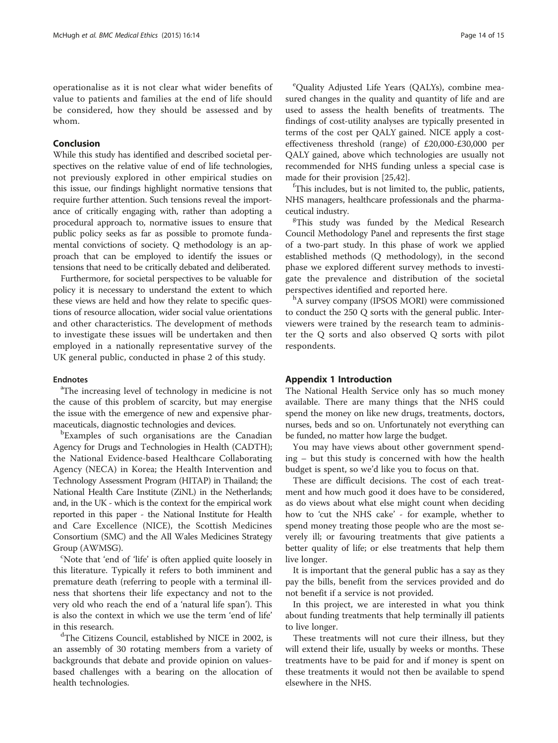operationalise as it is not clear what wider benefits of value to patients and families at the end of life should be considered, how they should be assessed and by whom.

## Conclusion

While this study has identified and described societal perspectives on the relative value of end of life technologies, not previously explored in other empirical studies on this issue, our findings highlight normative tensions that require further attention. Such tensions reveal the importance of critically engaging with, rather than adopting a procedural approach to, normative issues to ensure that public policy seeks as far as possible to promote fundamental convictions of society. Q methodology is an approach that can be employed to identify the issues or tensions that need to be critically debated and deliberated.

Furthermore, for societal perspectives to be valuable for policy it is necessary to understand the extent to which these views are held and how they relate to specific questions of resource allocation, wider social value orientations and other characteristics. The development of methods to investigate these issues will be undertaken and then employed in a nationally representative survey of the UK general public, conducted in phase 2 of this study.

### Endnotes

[a]The increasing level of technology in medicine is not the cause of this problem of scarcity, but may energise the issue with the emergence of new and expensive pharmaceuticals, diagnostic technologies and devices.

[b]Examples of such organisations are the Canadian Agency for Drugs and Technologies in Health (CADTH); the National Evidence-based Healthcare Collaborating Agency (NECA) in Korea; the Health Intervention and Technology Assessment Program (HITAP) in Thailand; the National Health Care Institute (ZiNL) in the Netherlands; and, in the UK - which is the context for the empirical work reported in this paper - the National Institute for Health and Care Excellence (NICE), the Scottish Medicines Consortium (SMC) and the All Wales Medicines Strategy Group (AWMSG).

[c]Note that 'end of life' is often applied quite loosely in this literature. Typically it refers to both imminent and premature death (referring to people with a terminal illness that shortens their life expectancy and not to the very old who reach the end of a 'natural life span'). This is also the context in which we use the term 'end of life' in this research.

[d]The Citizens Council, established by NICE in 2002, is an assembly of 30 rotating members from a variety of backgrounds that debate and provide opinion on values-based challenges with a bearing on the allocation of health technologies.

[e]Quality Adjusted Life Years (QALYs), combine measured changes in the quality and quantity of life and are used to assess the health benefits of treatments. The findings of cost-utility analyses are typically presented in terms of the cost per QALY gained. NICE apply a cost-effectiveness threshold (range) of £20,000-£30,000 per QALY gained, above which technologies are usually not recommended for NHS funding unless a special case is made for their provision [25,42].

[f]This includes, but is not limited to, the public, patients, NHS managers, healthcare professionals and the pharmaceutical industry.

[g]This study was funded by the Medical Research Council Methodology Panel and represents the first stage of a two-part study. In this phase of work we applied established methods (Q methodology), in the second phase we explored different survey methods to investigate the prevalence and distribution of the societal perspectives identified and reported here.

[h]A survey company (IPSOS MORI) were commissioned to conduct the 250 Q sorts with the general public. Interviewers were trained by the research team to administer the Q sorts and also observed Q sorts with pilot respondents.

## Appendix 1 Introduction

The National Health Service only has so much money available. There are many things that the NHS could spend the money on like new drugs, treatments, doctors, nurses, beds and so on. Unfortunately not everything can be funded, no matter how large the budget.

You may have views about other government spending – but this study is concerned with how the health budget is spent, so we'd like you to focus on that.

These are difficult decisions. The cost of each treatment and how much good it does have to be considered, as do views about what else might count when deciding how to 'cut the NHS cake' - for example, whether to spend money treating those people who are the most severely ill; or favouring treatments that give patients a better quality of life; or else treatments that help them live longer.

It is important that the general public has a say as they pay the bills, benefit from the services provided and do not benefit if a service is not provided.

In this project, we are interested in what you think about funding treatments that help terminally ill patients to live longer.

These treatments will not cure their illness, but they will extend their life, usually by weeks or months. These treatments have to be paid for and if money is spent on these treatments it would not then be available to spend elsewhere in the NHS.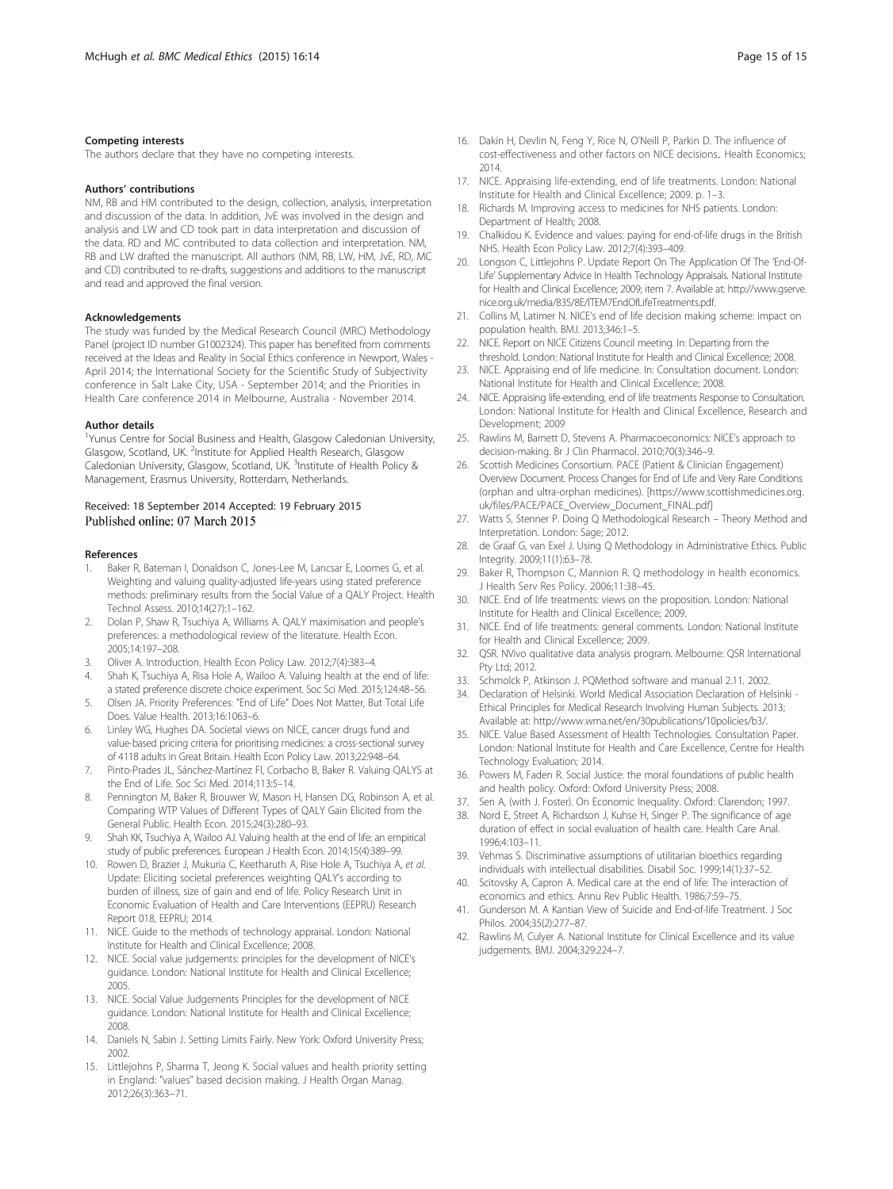### Competing interests

The authors declare that they have no competing interests.

### Authors' contributions

NM, RB and HM contributed to the design, collection, analysis, interpretation and discussion of the data. In addition, JvE was involved in the design and analysis and LW and CD took part in data interpretation and discussion of the data. RD and MC contributed to data collection and interpretation. NM, RB and LW drafted the manuscript. All authors (NM, RB, LW, HM, JvE, RD, MC and CD) contributed to re-drafts, suggestions and additions to the manuscript and read and approved the final version.

### Acknowledgements

The study was funded by the Medical Research Council (MRC) Methodology Panel (project ID number G1002324). This paper has benefited from comments received at the Ideas and Reality in Social Ethics conference in Newport, Wales - April 2014; the International Society for the Scientific Study of Subjectivity conference in Salt Lake City, USA - September 2014; and the Priorities in Health Care conference 2014 in Melbourne, Australia - November 2014.

### Author details

[1]Yunus Centre for Social Business and Health, Glasgow Caledonian University, Glasgow, Scotland, UK. [2]Institute for Applied Health Research, Glasgow Caledonian University, Glasgow, Scotland, UK. [3]Institute of Health Policy & Management, Erasmus University, Rotterdam, Netherlands.

Received: 18 September 2014 Accepted: 19 February 2015
Published online: 07 March 2015

### References

1. Baker R, Bateman I, Donaldson C, Jones-Lee M, Lancsar E, Loomes G, et al. Weighting and valuing quality-adjusted life-years using stated preference methods: preliminary results from the Social Value of a QALY Project. Health Technol Assess. 2010;14(27):1–162.
2. Dolan P, Shaw R, Tsuchiya A, Williams A. QALY maximisation and people's preferences: a methodological review of the literature. Health Econ. 2005;14:197–208.
3. Oliver A. Introduction. Health Econ Policy Law. 2012;7(4):383–4.
4. Shah K, Tsuchiya A, Risa Hole A, Wailoo A. Valuing health at the end of life: a stated preference discrete choice experiment. Soc Sci Med. 2015;124:48–56.
5. Olsen JA. Priority Preferences: "End of Life" Does Not Matter, But Total Life Does. Value Health. 2013;16:1063–6.
6. Linley WG, Hughes DA. Societal views on NICE, cancer drugs fund and value-based pricing criteria for prioritising medicines: a cross-sectional survey of 4118 adults in Great Britain. Health Econ Policy Law. 2013;22:948–64.
7. Pinto-Prades JL, Sánchez-Martínez FI, Corbacho B, Baker R. Valuing QALYS at the End of Life. Soc Sci Med. 2014;113:5–14.
8. Pennington M, Baker R, Brouwer W, Mason H, Hansen DG, Robinson A, et al. Comparing WTP Values of Different Types of QALY Gain Elicited from the General Public. Health Econ. 2015;24(3):280–93.
9. Shah KK, Tsuchiya A, Wailoo AJ. Valuing health at the end of life: an empirical study of public preferences. European J Health Econ. 2014;15(4):389–99.
10. Rowen D, Brazier J, Mukuria C, Keetharuth A, Rise Hole A, Tsuchiya A, *et al.* Update: Eliciting societal preferences weighting QALY's according to burden of illness, size of gain and end of life. Policy Research Unit in Economic Evaluation of Health and Care Interventions (EEPRU) Research Report 018, EEPRU; 2014.
11. NICE. Guide to the methods of technology appraisal. London: National Institute for Health and Clinical Excellence; 2008.
12. NICE. Social value judgements: principles for the development of NICE's guidance. London: National Institute for Health and Clinical Excellence; 2005.
13. NICE. Social Value Judgements Principles for the development of NICE guidance. London: National Institute for Health and Clinical Excellence; 2008.
14. Daniels N, Sabin J. Setting Limits Fairly. New York: Oxford University Press; 2002.
15. Littlejohns P, Sharma T, Jeong K. Social values and health priority setting in England: "values" based decision making. J Health Organ Manag. 2012;26(3):363–71.
16. Dakin H, Devlin N, Feng Y, Rice N, O'Neill P, Parkin D. The influence of cost-effectiveness and other factors on NICE decisions.. Health Economics; 2014.
17. NICE. Appraising life-extending, end of life treatments. London: National Institute for Health and Clinical Excellence; 2009. p. 1–3.
18. Richards M. Improving access to medicines for NHS patients. London: Department of Health; 2008.
19. Chalkidou K. Evidence and values: paying for end-of-life drugs in the British NHS. Health Econ Policy Law. 2012;7(4):393–409.
20. Longson C, Littlejohns P. Update Report On The Application Of The 'End-Of-Life' Supplementary Advice In Health Technology Appraisals. National Institute for Health and Clinical Excellence; 2009; item 7. Available at: http://www.gserve.nice.org.uk/media/835/8E/ITEM7EndOfLifeTreatments.pdf.
21. Collins M, Latimer N. NICE's end of life decision making scheme: impact on population health. BMJ. 2013;346:1–5.
22. NICE. Report on NICE Citizens Council meeting. In: Departing from the threshold. London: National Institute for Health and Clinical Excellence; 2008.
23. NICE. Appraising end of life medicine. In: Consultation document. London: National Institute for Health and Clinical Excellence; 2008.
24. NICE. Appraising life-extending, end of life treatments Response to Consultation. London: National Institute for Health and Clinical Excellence, Research and Development; 2009
25. Rawlins M, Barnett D, Stevens A. Pharmacoeconomics: NICE's approach to decision-making. Br J Clin Pharmacol. 2010;70(3):346–9.
26. Scottish Medicines Consortium. PACE (Patient & Clinician Engagement) Overview Document. Process Changes for End of Life and Very Rare Conditions (orphan and ultra-orphan medicines). [https://www.scottishmedicines.org.uk/files/PACE/PACE_Overview_Document_FINAL.pdf]
27. Watts S, Stenner P. Doing Q Methodological Research – Theory Method and Interpretation. London: Sage; 2012.
28. de Graaf G, van Exel J. Using Q Methodology in Administrative Ethics. Public Integrity. 2009;11(1):63–78.
29. Baker R, Thompson C, Mannion R. Q methodology in health economics. J Health Serv Res Policy. 2006;11:38–45.
30. NICE. End of life treatments: views on the proposition. London: National Institute for Health and Clinical Excellence; 2009.
31. NICE. End of life treatments: general comments. London: National Institute for Health and Clinical Excellence; 2009.
32. QSR. NVivo qualitative data analysis program. Melbourne: QSR International Pty Ltd; 2012.
33. Schmolck P, Atkinson J. PQMethod software and manual 2.11. 2002.
34. Declaration of Helsinki. World Medical Association Declaration of Helsinki - Ethical Principles for Medical Research Involving Human Subjects. 2013; Available at: http://www.wma.net/en/30publications/10policies/b3/.
35. NICE. Value Based Assessment of Health Technologies. Consultation Paper. London: National Institute for Health and Care Excellence, Centre for Health Technology Evaluation; 2014.
36. Powers M, Faden R. Social Justice: the moral foundations of public health and health policy. Oxford: Oxford University Press; 2008.
37. Sen A, (with J. Foster). On Economic Inequality. Oxford: Clarendon; 1997.
38. Nord E, Street A, Richardson J, Kuhse H, Singer P. The significance of age duration of effect in social evaluation of health care. Health Care Anal. 1996;4:103–11.
39. Vehmas S. Discriminative assumptions of utilitarian bioethics regarding individuals with intellectual disabilities. Disabil Soc. 1999;14(1):37–52.
40. Scitovsky A, Capron A. Medical care at the end of life: The interaction of economics and ethics. Annu Rev Public Health. 1986;7:59–75.
41. Gunderson M. A Kantian View of Suicide and End-of-life Treatment. J Soc Philos. 2004;35(2):277–87.
42. Rawlins M, Culyer A. National Institute for Clinical Excellence and its value judgements. BMJ. 2004;329:224–7.